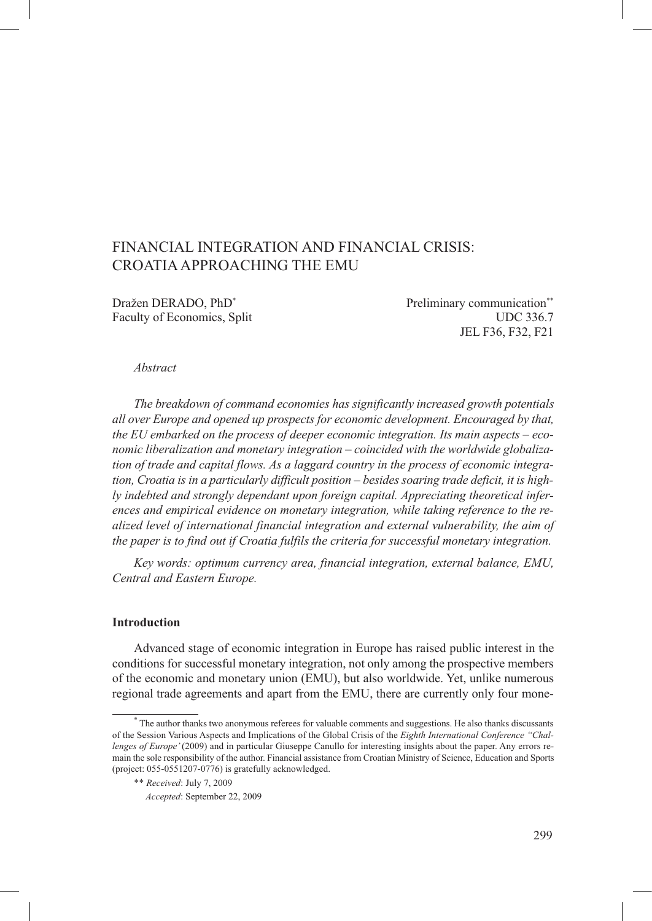# FINANCIAL INTEGRATION AND FINANCIAL CRISIS: CROATIA APPROACHING THE EMU

Dražen DERADO, PhD[*]
Faculty of Economics, Split

Preliminary communication[**]
UDC 336.7
JEL F36, F32, F21

*Abstract*

*The breakdown of command economies has significantly increased growth potentials all over Europe and opened up prospects for economic development. Encouraged by that, the EU embarked on the process of deeper economic integration. Its main aspects – economic liberalization and monetary integration – coincided with the worldwide globalization of trade and capital flows. As a laggard country in the process of economic integration, Croatia is in a particularly difficult position – besides soaring trade deficit, it is highly indebted and strongly dependant upon foreign capital. Appreciating theoretical inferences and empirical evidence on monetary integration, while taking reference to the realized level of international financial integration and external vulnerability, the aim of the paper is to find out if Croatia fulfils the criteria for successful monetary integration.*

*Key words: optimum currency area, financial integration, external balance, EMU, Central and Eastern Europe.*

**Introduction**

Advanced stage of economic integration in Europe has raised public interest in the conditions for successful monetary integration, not only among the prospective members of the economic and monetary union (EMU), but also worldwide. Yet, unlike numerous regional trade agreements and apart from the EMU, there are currently only four mone-

---

[*] The author thanks two anonymous referees for valuable comments and suggestions. He also thanks discussants of the Session Various Aspects and Implications of the Global Crisis of the *Eighth International Conference "Challenges of Europe'* (2009) and in particular Giuseppe Canullo for interesting insights about the paper. Any errors remain the sole responsibility of the author. Financial assistance from Croatian Ministry of Science, Education and Sports (project: 055-0551207-0776) is gratefully acknowledged.

[**] *Received*: July 7, 2009
*Accepted*: September 22, 2009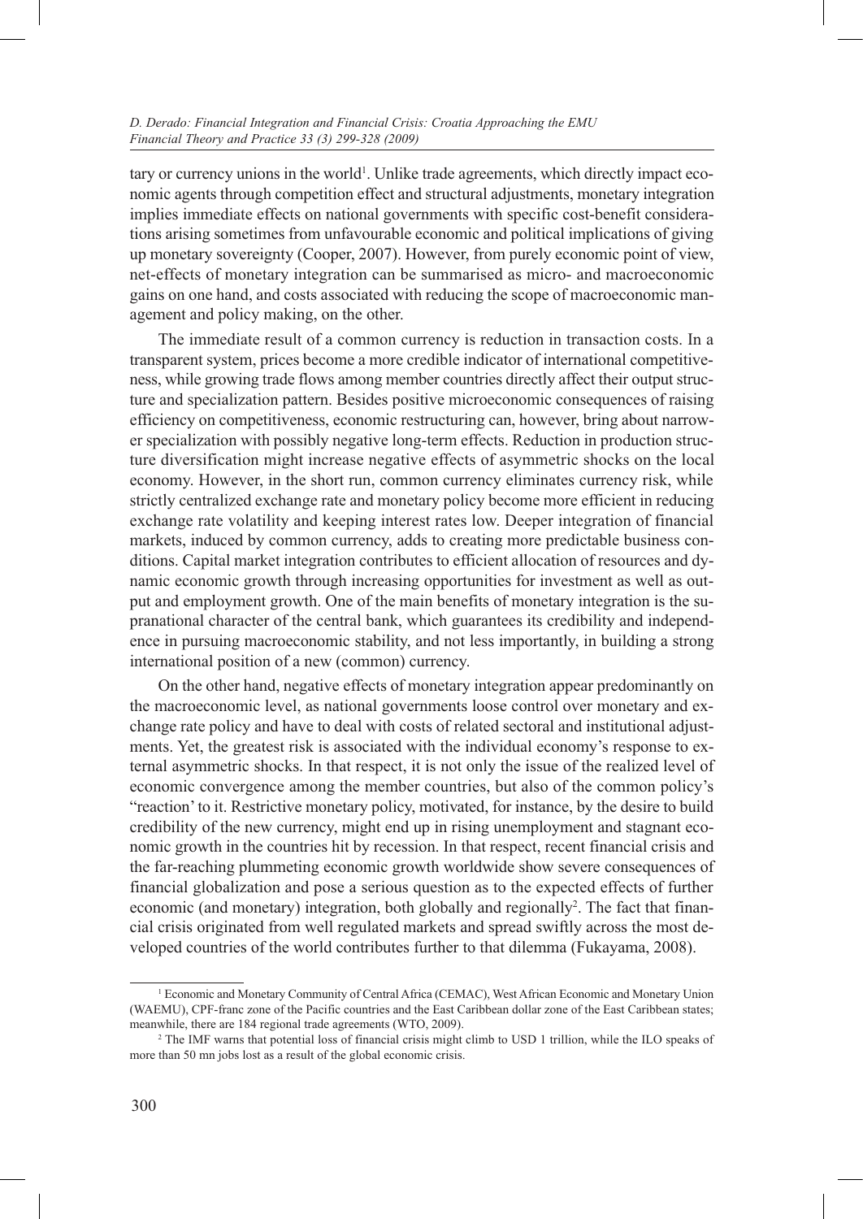tary or currency unions in the world[1]. Unlike trade agreements, which directly impact economic agents through competition effect and structural adjustments, monetary integration implies immediate effects on national governments with specific cost-benefit considerations arising sometimes from unfavourable economic and political implications of giving up monetary sovereignty (Cooper, 2007). However, from purely economic point of view, net-effects of monetary integration can be summarised as micro- and macroeconomic gains on one hand, and costs associated with reducing the scope of macroeconomic management and policy making, on the other.

The immediate result of a common currency is reduction in transaction costs. In a transparent system, prices become a more credible indicator of international competitiveness, while growing trade flows among member countries directly affect their output structure and specialization pattern. Besides positive microeconomic consequences of raising efficiency on competitiveness, economic restructuring can, however, bring about narrower specialization with possibly negative long-term effects. Reduction in production structure diversification might increase negative effects of asymmetric shocks on the local economy. However, in the short run, common currency eliminates currency risk, while strictly centralized exchange rate and monetary policy become more efficient in reducing exchange rate volatility and keeping interest rates low. Deeper integration of financial markets, induced by common currency, adds to creating more predictable business conditions. Capital market integration contributes to efficient allocation of resources and dynamic economic growth through increasing opportunities for investment as well as output and employment growth. One of the main benefits of monetary integration is the supranational character of the central bank, which guarantees its credibility and independence in pursuing macroeconomic stability, and not less importantly, in building a strong international position of a new (common) currency.

On the other hand, negative effects of monetary integration appear predominantly on the macroeconomic level, as national governments loose control over monetary and exchange rate policy and have to deal with costs of related sectoral and institutional adjustments. Yet, the greatest risk is associated with the individual economy's response to external asymmetric shocks. In that respect, it is not only the issue of the realized level of economic convergence among the member countries, but also of the common policy's "reaction' to it. Restrictive monetary policy, motivated, for instance, by the desire to build credibility of the new currency, might end up in rising unemployment and stagnant economic growth in the countries hit by recession. In that respect, recent financial crisis and the far-reaching plummeting economic growth worldwide show severe consequences of financial globalization and pose a serious question as to the expected effects of further economic (and monetary) integration, both globally and regionally[2]. The fact that financial crisis originated from well regulated markets and spread swiftly across the most developed countries of the world contributes further to that dilemma (Fukayama, 2008).

---

[1] Economic and Monetary Community of Central Africa (CEMAC), West African Economic and Monetary Union (WAEMU), CPF-franc zone of the Pacific countries and the East Caribbean dollar zone of the East Caribbean states; meanwhile, there are 184 regional trade agreements (WTO, 2009).

[2] The IMF warns that potential loss of financial crisis might climb to USD 1 trillion, while the ILO speaks of more than 50 mn jobs lost as a result of the global economic crisis.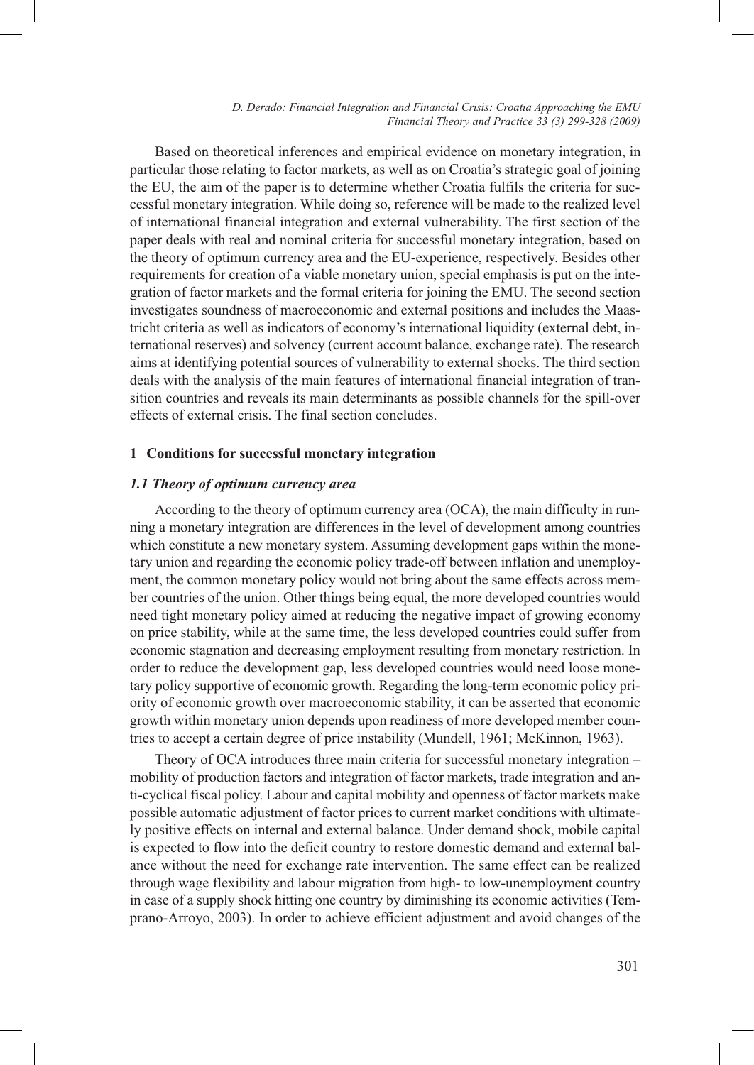Based on theoretical inferences and empirical evidence on monetary integration, in particular those relating to factor markets, as well as on Croatia's strategic goal of joining the EU, the aim of the paper is to determine whether Croatia fulfils the criteria for successful monetary integration. While doing so, reference will be made to the realized level of international financial integration and external vulnerability. The first section of the paper deals with real and nominal criteria for successful monetary integration, based on the theory of optimum currency area and the EU-experience, respectively. Besides other requirements for creation of a viable monetary union, special emphasis is put on the integration of factor markets and the formal criteria for joining the EMU. The second section investigates soundness of macroeconomic and external positions and includes the Maastricht criteria as well as indicators of economy's international liquidity (external debt, international reserves) and solvency (current account balance, exchange rate). The research aims at identifying potential sources of vulnerability to external shocks. The third section deals with the analysis of the main features of international financial integration of transition countries and reveals its main determinants as possible channels for the spill-over effects of external crisis. The final section concludes.

## 1 Conditions for successful monetary integration

### *1.1 Theory of optimum currency area*

According to the theory of optimum currency area (OCA), the main difficulty in running a monetary integration are differences in the level of development among countries which constitute a new monetary system. Assuming development gaps within the monetary union and regarding the economic policy trade-off between inflation and unemployment, the common monetary policy would not bring about the same effects across member countries of the union. Other things being equal, the more developed countries would need tight monetary policy aimed at reducing the negative impact of growing economy on price stability, while at the same time, the less developed countries could suffer from economic stagnation and decreasing employment resulting from monetary restriction. In order to reduce the development gap, less developed countries would need loose monetary policy supportive of economic growth. Regarding the long-term economic policy priority of economic growth over macroeconomic stability, it can be asserted that economic growth within monetary union depends upon readiness of more developed member countries to accept a certain degree of price instability (Mundell, 1961; McKinnon, 1963).

Theory of OCA introduces three main criteria for successful monetary integration – mobility of production factors and integration of factor markets, trade integration and anti-cyclical fiscal policy. Labour and capital mobility and openness of factor markets make possible automatic adjustment of factor prices to current market conditions with ultimately positive effects on internal and external balance. Under demand shock, mobile capital is expected to flow into the deficit country to restore domestic demand and external balance without the need for exchange rate intervention. The same effect can be realized through wage flexibility and labour migration from high- to low-unemployment country in case of a supply shock hitting one country by diminishing its economic activities (Temprano-Arroyo, 2003). In order to achieve efficient adjustment and avoid changes of the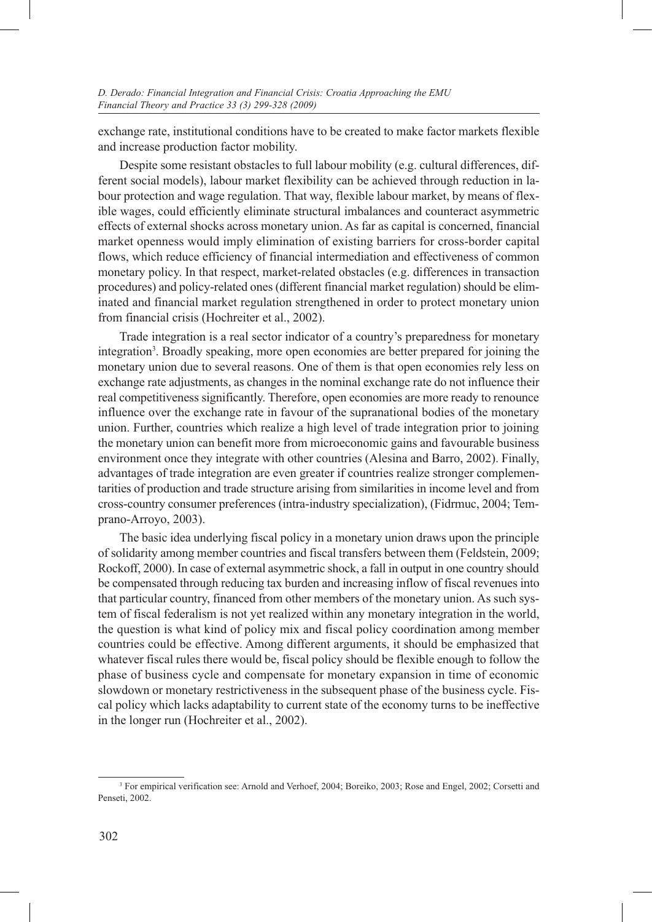exchange rate, institutional conditions have to be created to make factor markets flexible and increase production factor mobility.

Despite some resistant obstacles to full labour mobility (e.g. cultural differences, different social models), labour market flexibility can be achieved through reduction in labour protection and wage regulation. That way, flexible labour market, by means of flexible wages, could efficiently eliminate structural imbalances and counteract asymmetric effects of external shocks across monetary union. As far as capital is concerned, financial market openness would imply elimination of existing barriers for cross-border capital flows, which reduce efficiency of financial intermediation and effectiveness of common monetary policy. In that respect, market-related obstacles (e.g. differences in transaction procedures) and policy-related ones (different financial market regulation) should be eliminated and financial market regulation strengthened in order to protect monetary union from financial crisis (Hochreiter et al., 2002).

Trade integration is a real sector indicator of a country's preparedness for monetary integration[3]. Broadly speaking, more open economies are better prepared for joining the monetary union due to several reasons. One of them is that open economies rely less on exchange rate adjustments, as changes in the nominal exchange rate do not influence their real competitiveness significantly. Therefore, open economies are more ready to renounce influence over the exchange rate in favour of the supranational bodies of the monetary union. Further, countries which realize a high level of trade integration prior to joining the monetary union can benefit more from microeconomic gains and favourable business environment once they integrate with other countries (Alesina and Barro, 2002). Finally, advantages of trade integration are even greater if countries realize stronger complementarities of production and trade structure arising from similarities in income level and from cross-country consumer preferences (intra-industry specialization), (Fidrmuc, 2004; Temprano-Arroyo, 2003).

The basic idea underlying fiscal policy in a monetary union draws upon the principle of solidarity among member countries and fiscal transfers between them (Feldstein, 2009; Rockoff, 2000). In case of external asymmetric shock, a fall in output in one country should be compensated through reducing tax burden and increasing inflow of fiscal revenues into that particular country, financed from other members of the monetary union. As such system of fiscal federalism is not yet realized within any monetary integration in the world, the question is what kind of policy mix and fiscal policy coordination among member countries could be effective. Among different arguments, it should be emphasized that whatever fiscal rules there would be, fiscal policy should be flexible enough to follow the phase of business cycle and compensate for monetary expansion in time of economic slowdown or monetary restrictiveness in the subsequent phase of the business cycle. Fiscal policy which lacks adaptability to current state of the economy turns to be ineffective in the longer run (Hochreiter et al., 2002).

[3] For empirical verification see: Arnold and Verhoef, 2004; Boreiko, 2003; Rose and Engel, 2002; Corsetti and Penseti, 2002.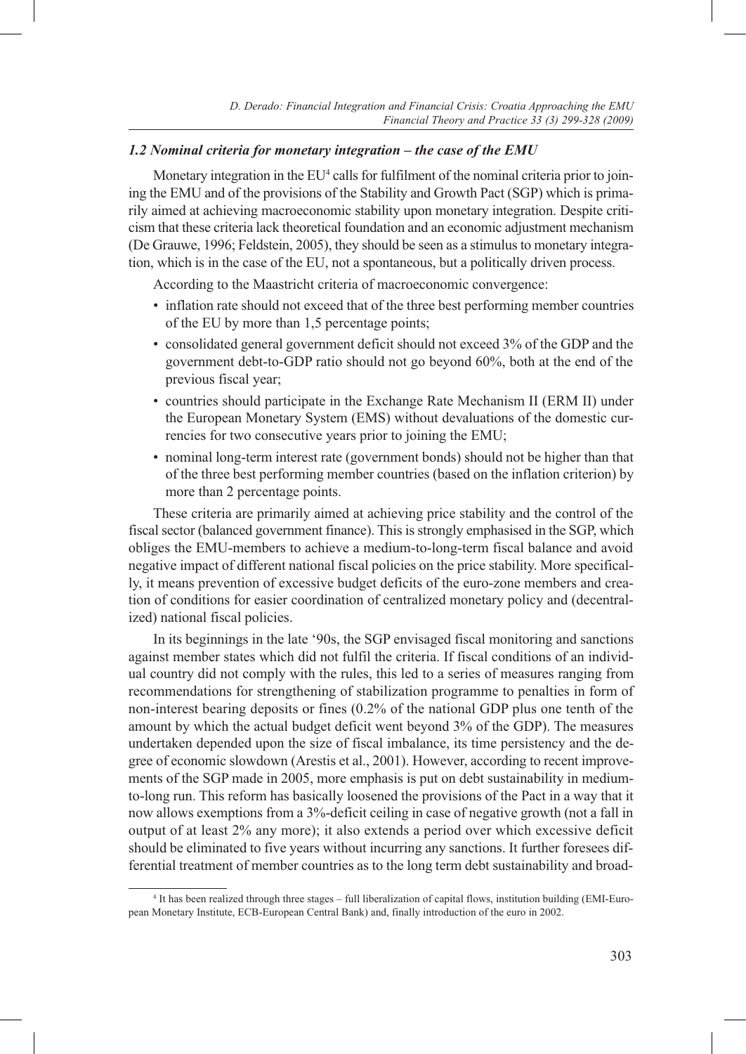### *1.2 Nominal criteria for monetary integration – the case of the EMU*

Monetary integration in the EU[4] calls for fulfilment of the nominal criteria prior to joining the EMU and of the provisions of the Stability and Growth Pact (SGP) which is primarily aimed at achieving macroeconomic stability upon monetary integration. Despite criticism that these criteria lack theoretical foundation and an economic adjustment mechanism (De Grauwe, 1996; Feldstein, 2005), they should be seen as a stimulus to monetary integration, which is in the case of the EU, not a spontaneous, but a politically driven process.

According to the Maastricht criteria of macroeconomic convergence:

- inflation rate should not exceed that of the three best performing member countries of the EU by more than 1,5 percentage points;
- consolidated general government deficit should not exceed 3% of the GDP and the government debt-to-GDP ratio should not go beyond 60%, both at the end of the previous fiscal year;
- countries should participate in the Exchange Rate Mechanism II (ERM II) under the European Monetary System (EMS) without devaluations of the domestic currencies for two consecutive years prior to joining the EMU;
- nominal long-term interest rate (government bonds) should not be higher than that of the three best performing member countries (based on the inflation criterion) by more than 2 percentage points.

These criteria are primarily aimed at achieving price stability and the control of the fiscal sector (balanced government finance). This is strongly emphasised in the SGP, which obliges the EMU-members to achieve a medium-to-long-term fiscal balance and avoid negative impact of different national fiscal policies on the price stability. More specifically, it means prevention of excessive budget deficits of the euro-zone members and creation of conditions for easier coordination of centralized monetary policy and (decentralized) national fiscal policies.

In its beginnings in the late '90s, the SGP envisaged fiscal monitoring and sanctions against member states which did not fulfil the criteria. If fiscal conditions of an individual country did not comply with the rules, this led to a series of measures ranging from recommendations for strengthening of stabilization programme to penalties in form of non-interest bearing deposits or fines (0.2% of the national GDP plus one tenth of the amount by which the actual budget deficit went beyond 3% of the GDP). The measures undertaken depended upon the size of fiscal imbalance, its time persistency and the degree of economic slowdown (Arestis et al., 2001). However, according to recent improvements of the SGP made in 2005, more emphasis is put on debt sustainability in medium-to-long run. This reform has basically loosened the provisions of the Pact in a way that it now allows exemptions from a 3%-deficit ceiling in case of negative growth (not a fall in output of at least 2% any more); it also extends a period over which excessive deficit should be eliminated to five years without incurring any sanctions. It further foresees differential treatment of member countries as to the long term debt sustainability and broad-

[4] It has been realized through three stages – full liberalization of capital flows, institution building (EMI-European Monetary Institute, ECB-European Central Bank) and, finally introduction of the euro in 2002.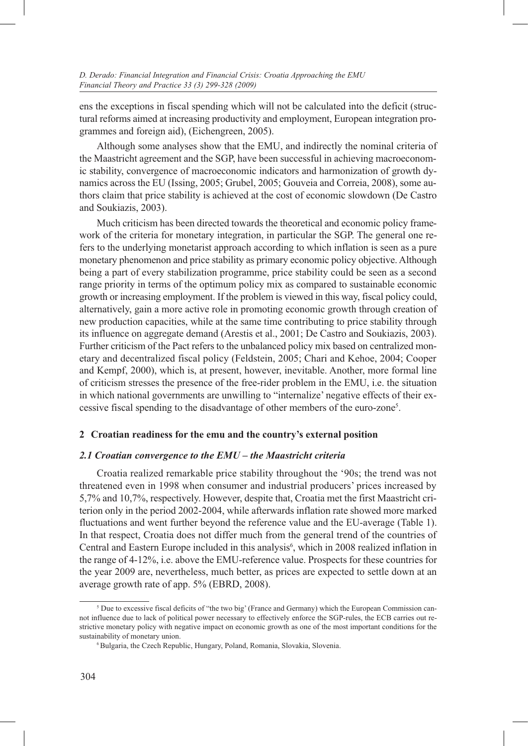ens the exceptions in fiscal spending which will not be calculated into the deficit (structural reforms aimed at increasing productivity and employment, European integration programmes and foreign aid), (Eichengreen, 2005).

Although some analyses show that the EMU, and indirectly the nominal criteria of the Maastricht agreement and the SGP, have been successful in achieving macroeconomic stability, convergence of macroeconomic indicators and harmonization of growth dynamics across the EU (Issing, 2005; Grubel, 2005; Gouveia and Correia, 2008), some authors claim that price stability is achieved at the cost of economic slowdown (De Castro and Soukiazis, 2003).

Much criticism has been directed towards the theoretical and economic policy framework of the criteria for monetary integration, in particular the SGP. The general one refers to the underlying monetarist approach according to which inflation is seen as a pure monetary phenomenon and price stability as primary economic policy objective. Although being a part of every stabilization programme, price stability could be seen as a second range priority in terms of the optimum policy mix as compared to sustainable economic growth or increasing employment. If the problem is viewed in this way, fiscal policy could, alternatively, gain a more active role in promoting economic growth through creation of new production capacities, while at the same time contributing to price stability through its influence on aggregate demand (Arestis et al., 2001; De Castro and Soukiazis, 2003). Further criticism of the Pact refers to the unbalanced policy mix based on centralized monetary and decentralized fiscal policy (Feldstein, 2005; Chari and Kehoe, 2004; Cooper and Kempf, 2000), which is, at present, however, inevitable. Another, more formal line of criticism stresses the presence of the free-rider problem in the EMU, i.e. the situation in which national governments are unwilling to "internalize' negative effects of their excessive fiscal spending to the disadvantage of other members of the euro-zone[5].

## 2 Croatian readiness for the emu and the country's external position

### *2.1 Croatian convergence to the EMU – the Maastricht criteria*

Croatia realized remarkable price stability throughout the '90s; the trend was not threatened even in 1998 when consumer and industrial producers' prices increased by 5,7% and 10,7%, respectively. However, despite that, Croatia met the first Maastricht criterion only in the period 2002-2004, while afterwards inflation rate showed more marked fluctuations and went further beyond the reference value and the EU-average (Table 1). In that respect, Croatia does not differ much from the general trend of the countries of Central and Eastern Europe included in this analysis[6], which in 2008 realized inflation in the range of 4-12%, i.e. above the EMU-reference value. Prospects for these countries for the year 2009 are, nevertheless, much better, as prices are expected to settle down at an average growth rate of app. 5% (EBRD, 2008).

---

[5] Due to excessive fiscal deficits of "the two big' (France and Germany) which the European Commission cannot influence due to lack of political power necessary to effectively enforce the SGP-rules, the ECB carries out restrictive monetary policy with negative impact on economic growth as one of the most important conditions for the sustainability of monetary union.

[6] Bulgaria, the Czech Republic, Hungary, Poland, Romania, Slovakia, Slovenia.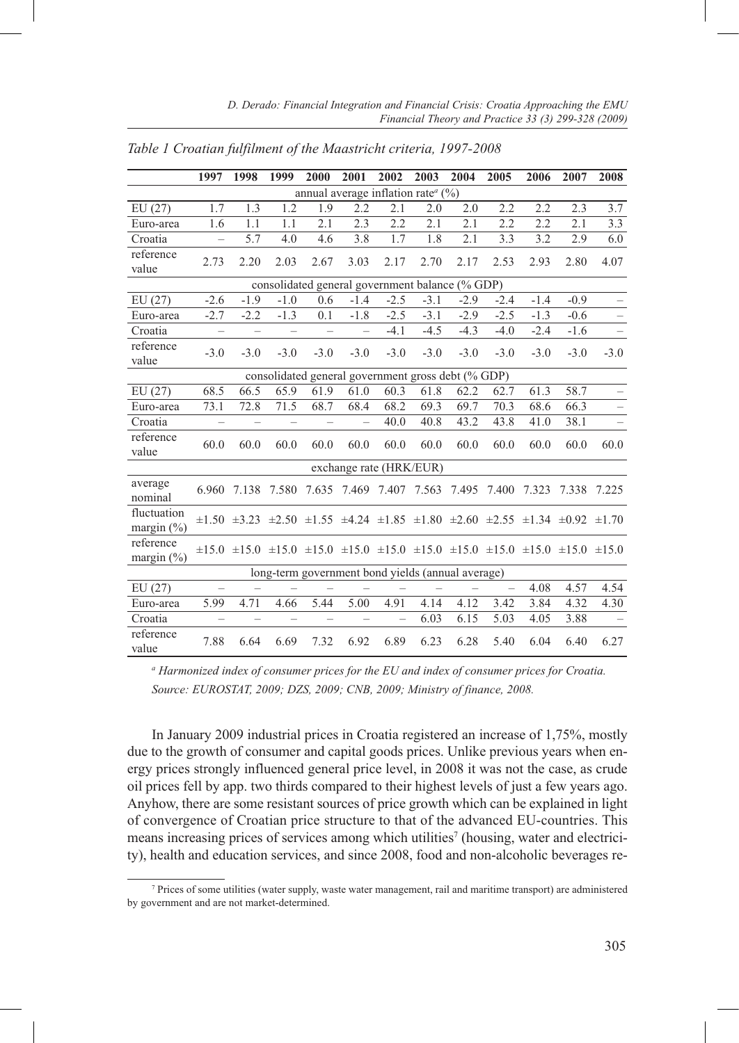*Table 1 Croatian fulfilment of the Maastricht criteria, 1997-2008*

| | 1997 | 1998 | 1999 | 2000 | 2001 | 2002 | 2003 | 2004 | 2005 | 2006 | 2007 | 2008 |
|---|---|---|---|---|---|---|---|---|---|---|---|---|
| annual average inflation rate[a] (%) | | | | | | | | | | | | |
| EU (27) | 1.7 | 1.3 | 1.2 | 1.9 | 2.2 | 2.1 | 2.0 | 2.0 | 2.2 | 2.2 | 2.3 | 3.7 |
| Euro-area | 1.6 | 1.1 | 1.1 | 2.1 | 2.3 | 2.2 | 2.1 | 2.1 | 2.2 | 2.2 | 2.1 | 3.3 |
| Croatia | – | 5.7 | 4.0 | 4.6 | 3.8 | 1.7 | 1.8 | 2.1 | 3.3 | 3.2 | 2.9 | 6.0 |
| reference value | 2.73 | 2.20 | 2.03 | 2.67 | 3.03 | 2.17 | 2.70 | 2.17 | 2.53 | 2.93 | 2.80 | 4.07 |
| consolidated general government balance (% GDP) | | | | | | | | | | | | |
| EU (27) | -2.6 | -1.9 | -1.0 | 0.6 | -1.4 | -2.5 | -3.1 | -2.9 | -2.4 | -1.4 | -0.9 | – |
| Euro-area | -2.7 | -2.2 | -1.3 | 0.1 | -1.8 | -2.5 | -3.1 | -2.9 | -2.5 | -1.3 | -0.6 | – |
| Croatia | – | – | – | – | – | -4.1 | -4.5 | -4.3 | -4.0 | -2.4 | -1.6 | – |
| reference value | -3.0 | -3.0 | -3.0 | -3.0 | -3.0 | -3.0 | -3.0 | -3.0 | -3.0 | -3.0 | -3.0 | -3.0 |
| consolidated general government gross debt (% GDP) | | | | | | | | | | | | |
| EU (27) | 68.5 | 66.5 | 65.9 | 61.9 | 61.0 | 60.3 | 61.8 | 62.2 | 62.7 | 61.3 | 58.7 | – |
| Euro-area | 73.1 | 72.8 | 71.5 | 68.7 | 68.4 | 68.2 | 69.3 | 69.7 | 70.3 | 68.6 | 66.3 | – |
| Croatia | – | – | – | – | – | 40.0 | 40.8 | 43.2 | 43.8 | 41.0 | 38.1 | – |
| reference value | 60.0 | 60.0 | 60.0 | 60.0 | 60.0 | 60.0 | 60.0 | 60.0 | 60.0 | 60.0 | 60.0 | 60.0 |
| exchange rate (HRK/EUR) | | | | | | | | | | | | |
| average nominal | 6.960 | 7.138 | 7.580 | 7.635 | 7.469 | 7.407 | 7.563 | 7.495 | 7.400 | 7.323 | 7.338 | 7.225 |
| fluctuation margin (%) | ±1.50 | ±3.23 | ±2.50 | ±1.55 | ±4.24 | ±1.85 | ±1.80 | ±2.60 | ±2.55 | ±1.34 | ±0.92 | ±1.70 |
| reference margin (%) | ±15.0 | ±15.0 | ±15.0 | ±15.0 | ±15.0 | ±15.0 | ±15.0 | ±15.0 | ±15.0 | ±15.0 | ±15.0 | ±15.0 |
| long-term government bond yields (annual average) | | | | | | | | | | | | |
| EU (27) | – | – | – | – | – | – | – | – | – | 4.08 | 4.57 | 4.54 |
| Euro-area | 5.99 | 4.71 | 4.66 | 5.44 | 5.00 | 4.91 | 4.14 | 4.12 | 3.42 | 3.84 | 4.32 | 4.30 |
| Croatia | – | – | – | – | – | – | 6.03 | 6.15 | 5.03 | 4.05 | 3.88 | – |
| reference value | 7.88 | 6.64 | 6.69 | 7.32 | 6.92 | 6.89 | 6.23 | 6.28 | 5.40 | 6.04 | 6.40 | 6.27 |

*[a] Harmonized index of consumer prices for the EU and index of consumer prices for Croatia.*
*Source: EUROSTAT, 2009; DZS, 2009; CNB, 2009; Ministry of finance, 2008.*

In January 2009 industrial prices in Croatia registered an increase of 1,75%, mostly due to the growth of consumer and capital goods prices. Unlike previous years when energy prices strongly influenced general price level, in 2008 it was not the case, as crude oil prices fell by app. two thirds compared to their highest levels of just a few years ago. Anyhow, there are some resistant sources of price growth which can be explained in light of convergence of Croatian price structure to that of the advanced EU-countries. This means increasing prices of services among which utilities[7] (housing, water and electricity), health and education services, and since 2008, food and non-alcoholic beverages re-

[7] Prices of some utilities (water supply, waste water management, rail and maritime transport) are administered by government and are not market-determined.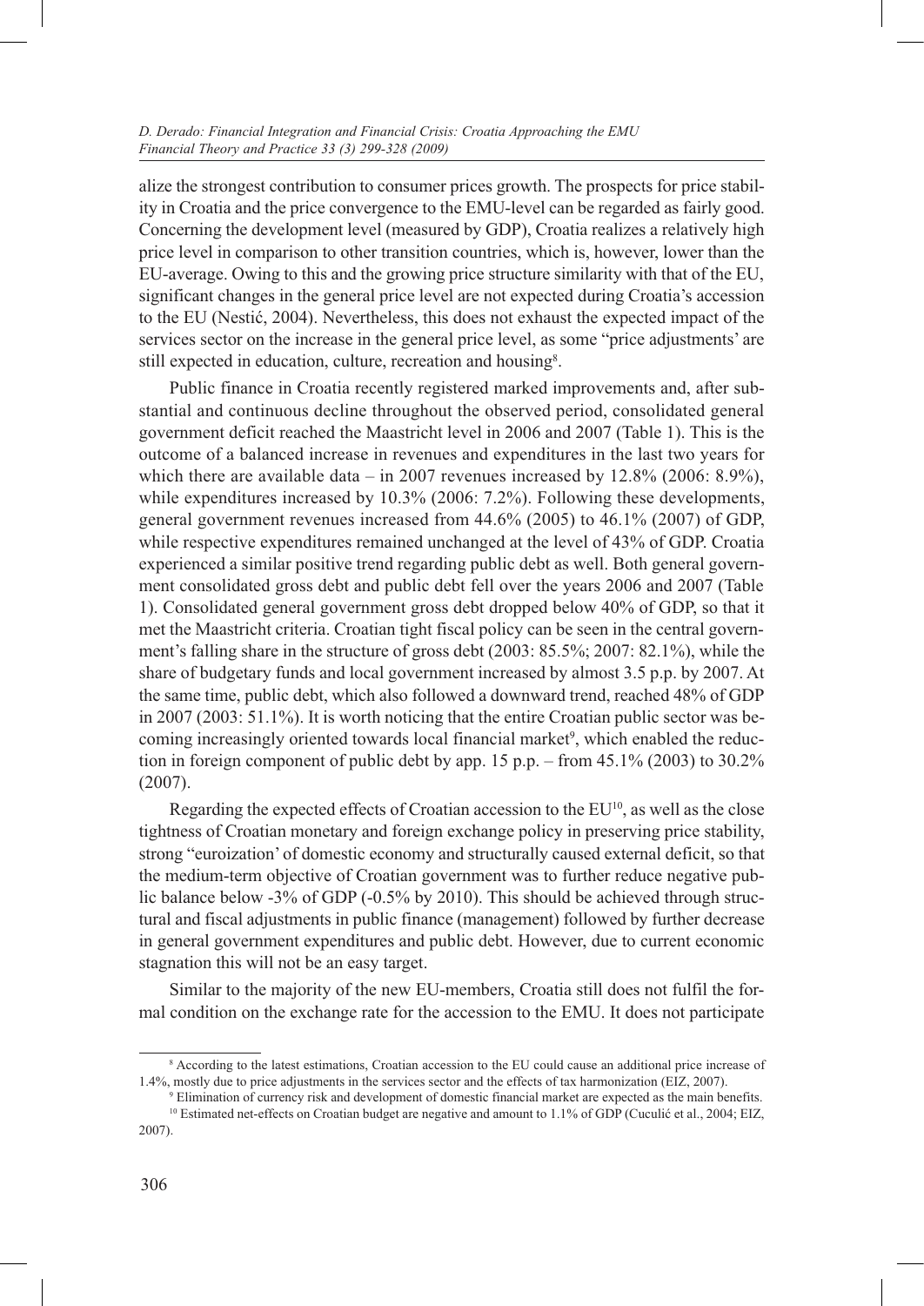alize the strongest contribution to consumer prices growth. The prospects for price stability in Croatia and the price convergence to the EMU-level can be regarded as fairly good. Concerning the development level (measured by GDP), Croatia realizes a relatively high price level in comparison to other transition countries, which is, however, lower than the EU-average. Owing to this and the growing price structure similarity with that of the EU, significant changes in the general price level are not expected during Croatia's accession to the EU (Nestić, 2004). Nevertheless, this does not exhaust the expected impact of the services sector on the increase in the general price level, as some "price adjustments' are still expected in education, culture, recreation and housing[8].

Public finance in Croatia recently registered marked improvements and, after substantial and continuous decline throughout the observed period, consolidated general government deficit reached the Maastricht level in 2006 and 2007 (Table 1). This is the outcome of a balanced increase in revenues and expenditures in the last two years for which there are available data – in 2007 revenues increased by 12.8% (2006: 8.9%), while expenditures increased by 10.3% (2006: 7.2%). Following these developments, general government revenues increased from 44.6% (2005) to 46.1% (2007) of GDP, while respective expenditures remained unchanged at the level of 43% of GDP. Croatia experienced a similar positive trend regarding public debt as well. Both general government consolidated gross debt and public debt fell over the years 2006 and 2007 (Table 1). Consolidated general government gross debt dropped below 40% of GDP, so that it met the Maastricht criteria. Croatian tight fiscal policy can be seen in the central government's falling share in the structure of gross debt (2003: 85.5%; 2007: 82.1%), while the share of budgetary funds and local government increased by almost 3.5 p.p. by 2007. At the same time, public debt, which also followed a downward trend, reached 48% of GDP in 2007 (2003: 51.1%). It is worth noticing that the entire Croatian public sector was becoming increasingly oriented towards local financial market[9], which enabled the reduction in foreign component of public debt by app. 15 p.p. – from 45.1% (2003) to 30.2% (2007).

Regarding the expected effects of Croatian accession to the EU[10], as well as the close tightness of Croatian monetary and foreign exchange policy in preserving price stability, strong "euroization' of domestic economy and structurally caused external deficit, so that the medium-term objective of Croatian government was to further reduce negative public balance below -3% of GDP (-0.5% by 2010). This should be achieved through structural and fiscal adjustments in public finance (management) followed by further decrease in general government expenditures and public debt. However, due to current economic stagnation this will not be an easy target.

Similar to the majority of the new EU-members, Croatia still does not fulfil the formal condition on the exchange rate for the accession to the EMU. It does not participate

---

[8] According to the latest estimations, Croatian accession to the EU could cause an additional price increase of 1.4%, mostly due to price adjustments in the services sector and the effects of tax harmonization (EIZ, 2007).

[9] Elimination of currency risk and development of domestic financial market are expected as the main benefits.

[10] Estimated net-effects on Croatian budget are negative and amount to 1.1% of GDP (Cuculić et al., 2004; EIZ, 2007).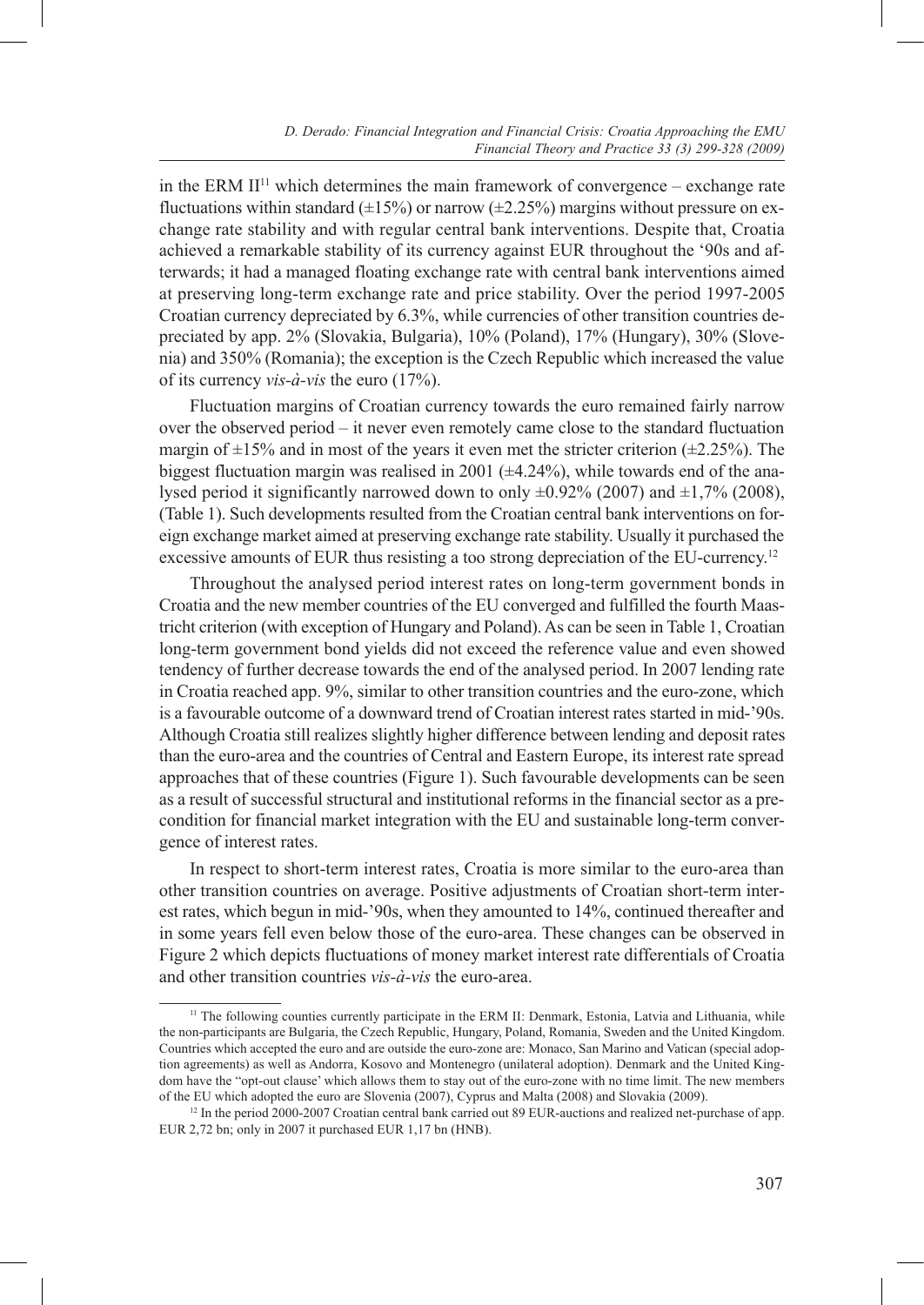in the ERM II[11] which determines the main framework of convergence – exchange rate fluctuations within standard (±15%) or narrow (±2.25%) margins without pressure on exchange rate stability and with regular central bank interventions. Despite that, Croatia achieved a remarkable stability of its currency against EUR throughout the '90s and afterwards; it had a managed floating exchange rate with central bank interventions aimed at preserving long-term exchange rate and price stability. Over the period 1997-2005 Croatian currency depreciated by 6.3%, while currencies of other transition countries depreciated by app. 2% (Slovakia, Bulgaria), 10% (Poland), 17% (Hungary), 30% (Slovenia) and 350% (Romania); the exception is the Czech Republic which increased the value of its currency *vis-à-vis* the euro (17%).

Fluctuation margins of Croatian currency towards the euro remained fairly narrow over the observed period – it never even remotely came close to the standard fluctuation margin of ±15% and in most of the years it even met the stricter criterion (±2.25%). The biggest fluctuation margin was realised in 2001 (±4.24%), while towards end of the analysed period it significantly narrowed down to only ±0.92% (2007) and ±1,7% (2008), (Table 1). Such developments resulted from the Croatian central bank interventions on foreign exchange market aimed at preserving exchange rate stability. Usually it purchased the excessive amounts of EUR thus resisting a too strong depreciation of the EU-currency.[12]

Throughout the analysed period interest rates on long-term government bonds in Croatia and the new member countries of the EU converged and fulfilled the fourth Maastricht criterion (with exception of Hungary and Poland). As can be seen in Table 1, Croatian long-term government bond yields did not exceed the reference value and even showed tendency of further decrease towards the end of the analysed period. In 2007 lending rate in Croatia reached app. 9%, similar to other transition countries and the euro-zone, which is a favourable outcome of a downward trend of Croatian interest rates started in mid-'90s. Although Croatia still realizes slightly higher difference between lending and deposit rates than the euro-area and the countries of Central and Eastern Europe, its interest rate spread approaches that of these countries (Figure 1). Such favourable developments can be seen as a result of successful structural and institutional reforms in the financial sector as a precondition for financial market integration with the EU and sustainable long-term convergence of interest rates.

In respect to short-term interest rates, Croatia is more similar to the euro-area than other transition countries on average. Positive adjustments of Croatian short-term interest rates, which begun in mid-'90s, when they amounted to 14%, continued thereafter and in some years fell even below those of the euro-area. These changes can be observed in Figure 2 which depicts fluctuations of money market interest rate differentials of Croatia and other transition countries *vis-à-vis* the euro-area.

---

[11] The following counties currently participate in the ERM II: Denmark, Estonia, Latvia and Lithuania, while the non-participants are Bulgaria, the Czech Republic, Hungary, Poland, Romania, Sweden and the United Kingdom. Countries which accepted the euro and are outside the euro-zone are: Monaco, San Marino and Vatican (special adoption agreements) as well as Andorra, Kosovo and Montenegro (unilateral adoption). Denmark and the United Kingdom have the "opt-out clause' which allows them to stay out of the euro-zone with no time limit. The new members of the EU which adopted the euro are Slovenia (2007), Cyprus and Malta (2008) and Slovakia (2009).

[12] In the period 2000-2007 Croatian central bank carried out 89 EUR-auctions and realized net-purchase of app. EUR 2,72 bn; only in 2007 it purchased EUR 1,17 bn (HNB).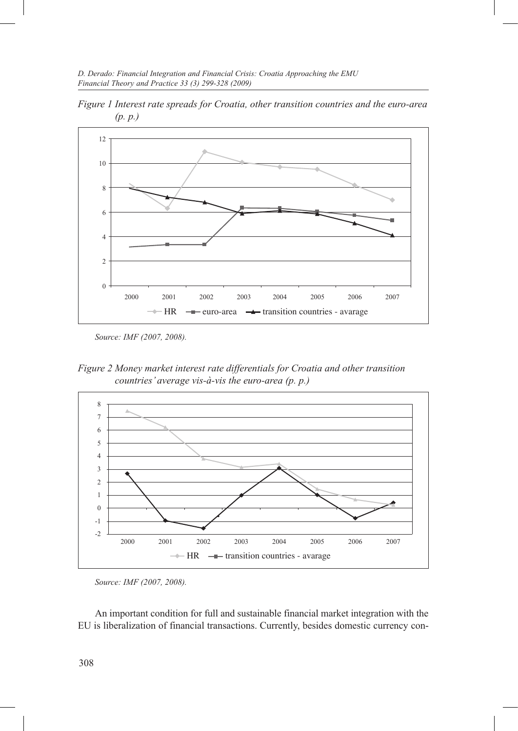*Figure 1 Interest rate spreads for Croatia, other transition countries and the euro-area (p. p.)*

*Source: IMF (2007, 2008).*

*Figure 2 Money market interest rate differentials for Croatia and other transition countries' average vis-à-vis the euro-area (p. p.)*

*Source: IMF (2007, 2008).*

An important condition for full and sustainable financial market integration with the EU is liberalization of financial transactions. Currently, besides domestic currency con-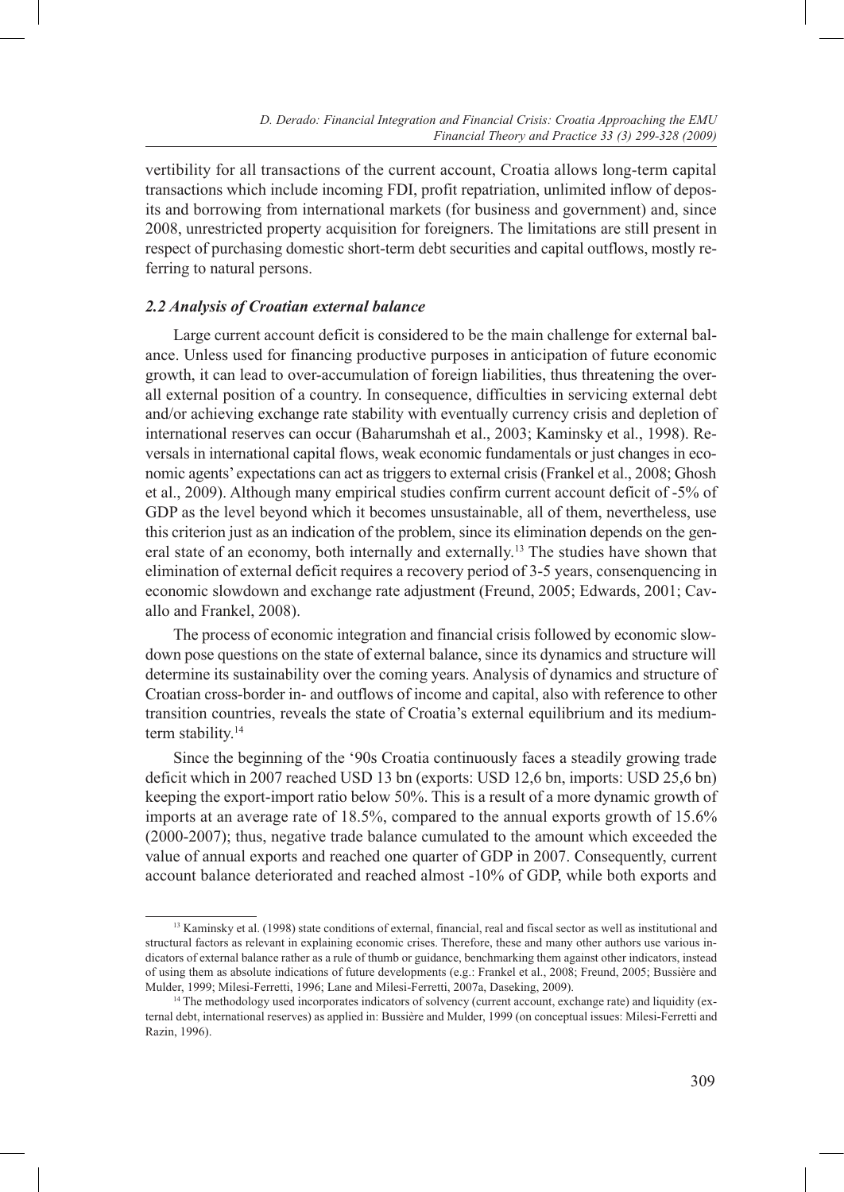vertibility for all transactions of the current account, Croatia allows long-term capital transactions which include incoming FDI, profit repatriation, unlimited inflow of deposits and borrowing from international markets (for business and government) and, since 2008, unrestricted property acquisition for foreigners. The limitations are still present in respect of purchasing domestic short-term debt securities and capital outflows, mostly referring to natural persons.

### *2.2 Analysis of Croatian external balance*

Large current account deficit is considered to be the main challenge for external balance. Unless used for financing productive purposes in anticipation of future economic growth, it can lead to over-accumulation of foreign liabilities, thus threatening the overall external position of a country. In consequence, difficulties in servicing external debt and/or achieving exchange rate stability with eventually currency crisis and depletion of international reserves can occur (Baharumshah et al., 2003; Kaminsky et al., 1998). Reversals in international capital flows, weak economic fundamentals or just changes in economic agents' expectations can act as triggers to external crisis (Frankel et al., 2008; Ghosh et al., 2009). Although many empirical studies confirm current account deficit of -5% of GDP as the level beyond which it becomes unsustainable, all of them, nevertheless, use this criterion just as an indication of the problem, since its elimination depends on the general state of an economy, both internally and externally.[13] The studies have shown that elimination of external deficit requires a recovery period of 3-5 years, consenquencing in economic slowdown and exchange rate adjustment (Freund, 2005; Edwards, 2001; Cavallo and Frankel, 2008).

The process of economic integration and financial crisis followed by economic slowdown pose questions on the state of external balance, since its dynamics and structure will determine its sustainability over the coming years. Analysis of dynamics and structure of Croatian cross-border in- and outflows of income and capital, also with reference to other transition countries, reveals the state of Croatia's external equilibrium and its medium-term stability.[14]

Since the beginning of the '90s Croatia continuously faces a steadily growing trade deficit which in 2007 reached USD 13 bn (exports: USD 12,6 bn, imports: USD 25,6 bn) keeping the export-import ratio below 50%. This is a result of a more dynamic growth of imports at an average rate of 18.5%, compared to the annual exports growth of 15.6% (2000-2007); thus, negative trade balance cumulated to the amount which exceeded the value of annual exports and reached one quarter of GDP in 2007. Consequently, current account balance deteriorated and reached almost -10% of GDP, while both exports and

---

[13] Kaminsky et al. (1998) state conditions of external, financial, real and fiscal sector as well as institutional and structural factors as relevant in explaining economic crises. Therefore, these and many other authors use various indicators of external balance rather as a rule of thumb or guidance, benchmarking them against other indicators, instead of using them as absolute indications of future developments (e.g.: Frankel et al., 2008; Freund, 2005; Bussière and Mulder, 1999; Milesi-Ferretti, 1996; Lane and Milesi-Ferretti, 2007a, Daseking, 2009).

[14] The methodology used incorporates indicators of solvency (current account, exchange rate) and liquidity (external debt, international reserves) as applied in: Bussière and Mulder, 1999 (on conceptual issues: Milesi-Ferretti and Razin, 1996).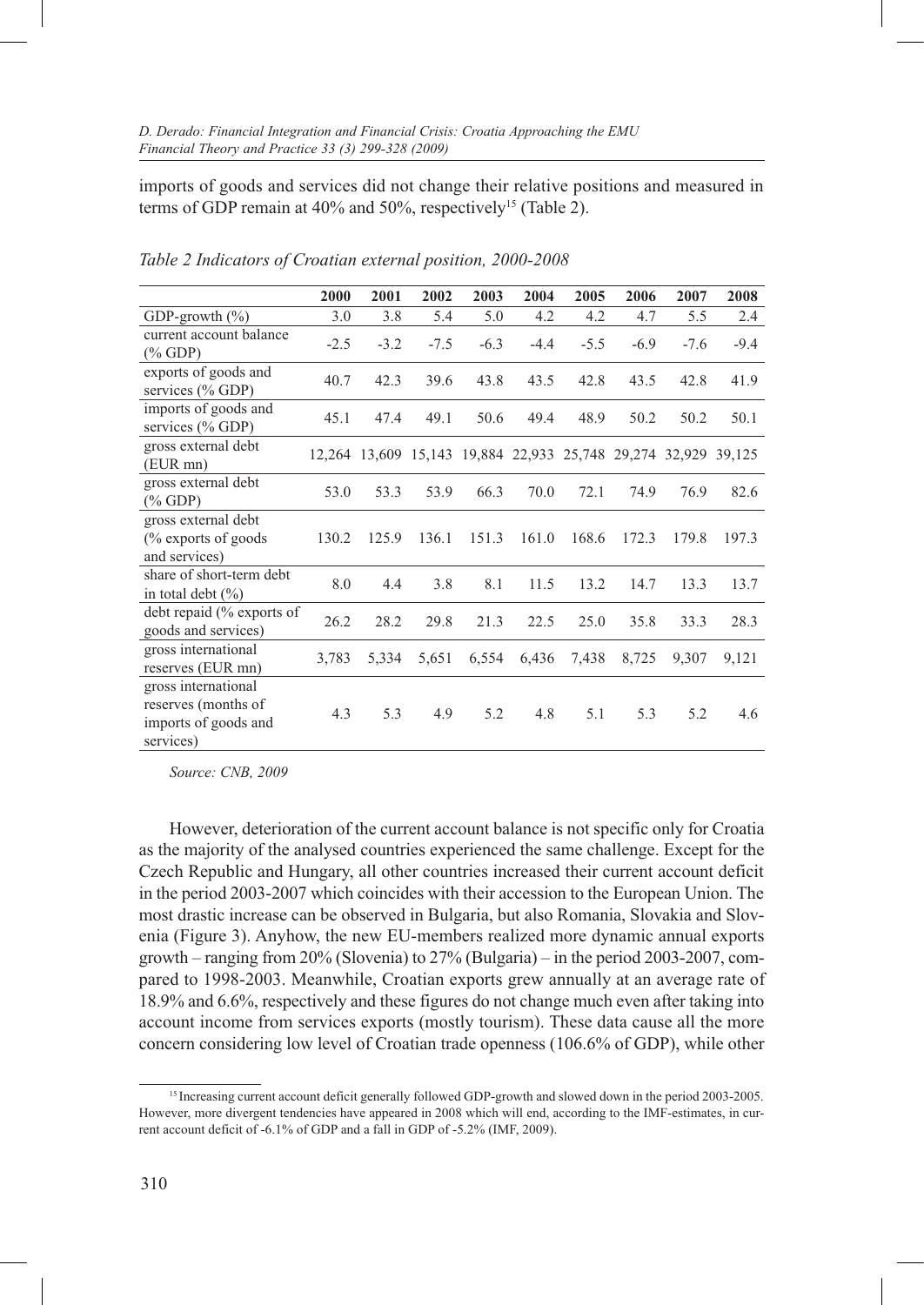imports of goods and services did not change their relative positions and measured in terms of GDP remain at 40% and 50%, respectively[15] (Table 2).

*Table 2 Indicators of Croatian external position, 2000-2008*

| | 2000 | 2001 | 2002 | 2003 | 2004 | 2005 | 2006 | 2007 | 2008 |
|---|---|---|---|---|---|---|---|---|---|
| GDP-growth (%) | 3.0 | 3.8 | 5.4 | 5.0 | 4.2 | 4.2 | 4.7 | 5.5 | 2.4 |
| current account balance (% GDP) | -2.5 | -3.2 | -7.5 | -6.3 | -4.4 | -5.5 | -6.9 | -7.6 | -9.4 |
| exports of goods and services (% GDP) | 40.7 | 42.3 | 39.6 | 43.8 | 43.5 | 42.8 | 43.5 | 42.8 | 41.9 |
| imports of goods and services (% GDP) | 45.1 | 47.4 | 49.1 | 50.6 | 49.4 | 48.9 | 50.2 | 50.2 | 50.1 |
| gross external debt (EUR mn) | 12,264 | 13,609 | 15,143 | 19,884 | 22,933 | 25,748 | 29,274 | 32,929 | 39,125 |
| gross external debt (% GDP) | 53.0 | 53.3 | 53.9 | 66.3 | 70.0 | 72.1 | 74.9 | 76.9 | 82.6 |
| gross external debt (% exports of goods and services) | 130.2 | 125.9 | 136.1 | 151.3 | 161.0 | 168.6 | 172.3 | 179.8 | 197.3 |
| share of short-term debt in total debt (%) | 8.0 | 4.4 | 3.8 | 8.1 | 11.5 | 13.2 | 14.7 | 13.3 | 13.7 |
| debt repaid (% exports of goods and services) | 26.2 | 28.2 | 29.8 | 21.3 | 22.5 | 25.0 | 35.8 | 33.3 | 28.3 |
| gross international reserves (EUR mn) | 3,783 | 5,334 | 5,651 | 6,554 | 6,436 | 7,438 | 8,725 | 9,307 | 9,121 |
| gross international reserves (months of imports of goods and services) | 4.3 | 5.3 | 4.9 | 5.2 | 4.8 | 5.1 | 5.3 | 5.2 | 4.6 |

*Source: CNB, 2009*

However, deterioration of the current account balance is not specific only for Croatia as the majority of the analysed countries experienced the same challenge. Except for the Czech Republic and Hungary, all other countries increased their current account deficit in the period 2003-2007 which coincides with their accession to the European Union. The most drastic increase can be observed in Bulgaria, but also Romania, Slovakia and Slovenia (Figure 3). Anyhow, the new EU-members realized more dynamic annual exports growth – ranging from 20% (Slovenia) to 27% (Bulgaria) – in the period 2003-2007, compared to 1998-2003. Meanwhile, Croatian exports grew annually at an average rate of 18.9% and 6.6%, respectively and these figures do not change much even after taking into account income from services exports (mostly tourism). These data cause all the more concern considering low level of Croatian trade openness (106.6% of GDP), while other

[15] Increasing current account deficit generally followed GDP-growth and slowed down in the period 2003-2005. However, more divergent tendencies have appeared in 2008 which will end, according to the IMF-estimates, in current account deficit of -6.1% of GDP and a fall in GDP of -5.2% (IMF, 2009).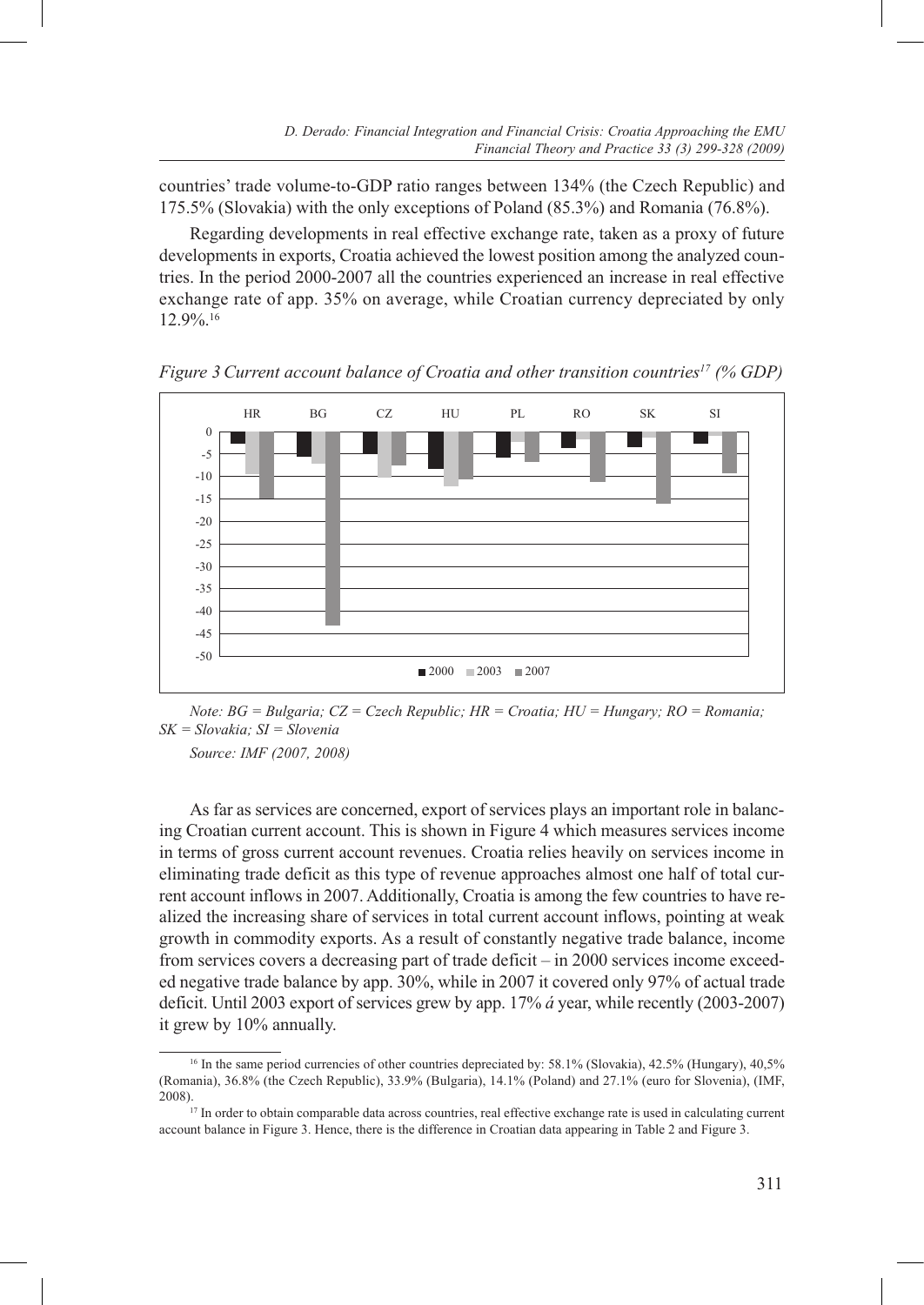countries' trade volume-to-GDP ratio ranges between 134% (the Czech Republic) and 175.5% (Slovakia) with the only exceptions of Poland (85.3%) and Romania (76.8%).

Regarding developments in real effective exchange rate, taken as a proxy of future developments in exports, Croatia achieved the lowest position among the analyzed countries. In the period 2000-2007 all the countries experienced an increase in real effective exchange rate of app. 35% on average, while Croatian currency depreciated by only 12.9%.[16]

*Figure 3 Current account balance of Croatia and other transition countries[17] (% GDP)*

*Note: BG = Bulgaria; CZ = Czech Republic; HR = Croatia; HU = Hungary; RO = Romania; SK = Slovakia; SI = Slovenia*

*Source: IMF (2007, 2008)*

As far as services are concerned, export of services plays an important role in balancing Croatian current account. This is shown in Figure 4 which measures services income in terms of gross current account revenues. Croatia relies heavily on services income in eliminating trade deficit as this type of revenue approaches almost one half of total current account inflows in 2007. Additionally, Croatia is among the few countries to have realized the increasing share of services in total current account inflows, pointing at weak growth in commodity exports. As a result of constantly negative trade balance, income from services covers a decreasing part of trade deficit – in 2000 services income exceeded negative trade balance by app. 30%, while in 2007 it covered only 97% of actual trade deficit. Until 2003 export of services grew by app. 17% *á* year, while recently (2003-2007) it grew by 10% annually.

[16] In the same period currencies of other countries depreciated by: 58.1% (Slovakia), 42.5% (Hungary), 40,5% (Romania), 36.8% (the Czech Republic), 33.9% (Bulgaria), 14.1% (Poland) and 27.1% (euro for Slovenia), (IMF, 2008).

[17] In order to obtain comparable data across countries, real effective exchange rate is used in calculating current account balance in Figure 3. Hence, there is the difference in Croatian data appearing in Table 2 and Figure 3.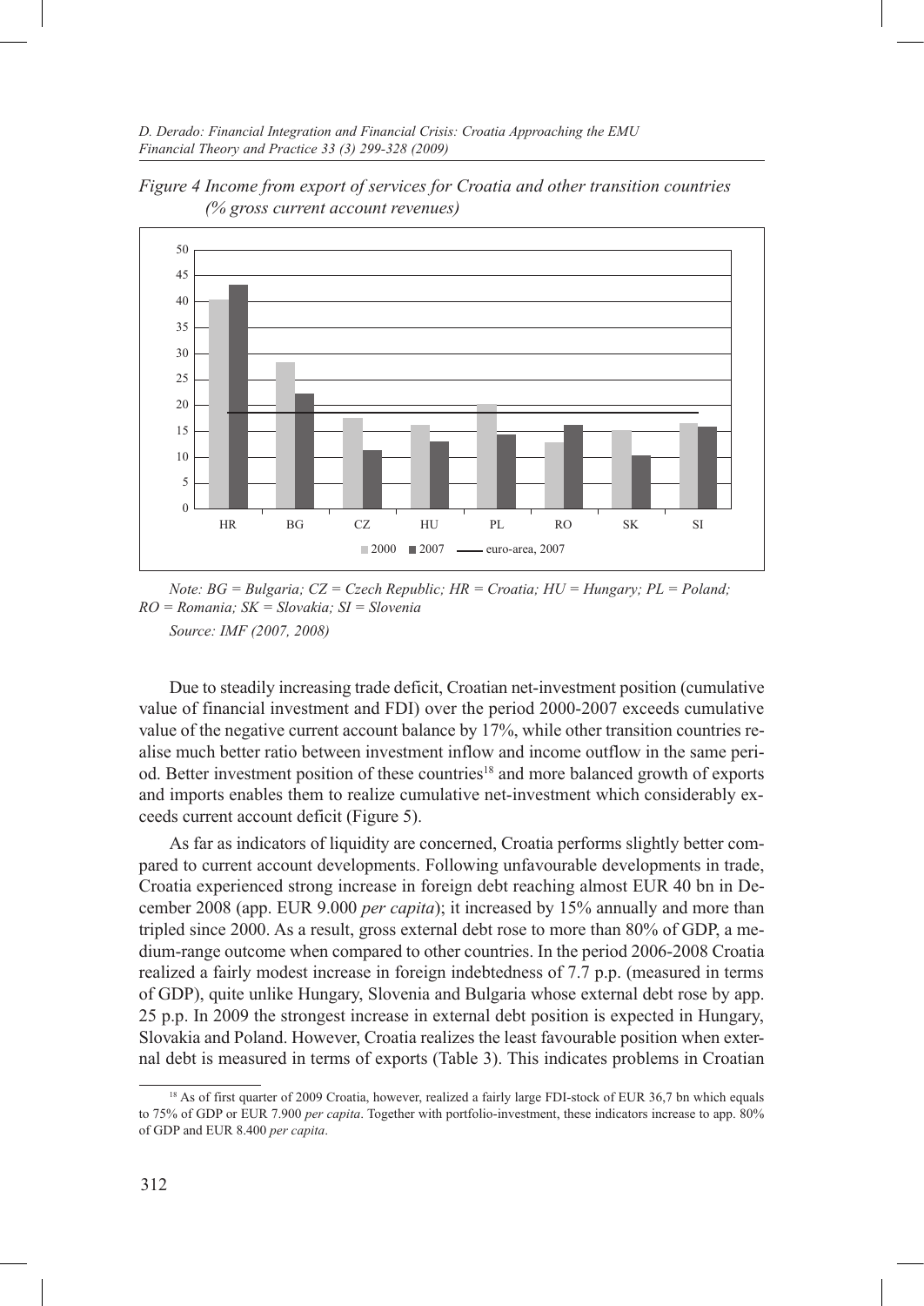*Figure 4 Income from export of services for Croatia and other transition countries (% gross current account revenues)*

*Note: BG = Bulgaria; CZ = Czech Republic; HR = Croatia; HU = Hungary; PL = Poland; RO = Romania; SK = Slovakia; SI = Slovenia*

*Source: IMF (2007, 2008)*

Due to steadily increasing trade deficit, Croatian net-investment position (cumulative value of financial investment and FDI) over the period 2000-2007 exceeds cumulative value of the negative current account balance by 17%, while other transition countries realise much better ratio between investment inflow and income outflow in the same period. Better investment position of these countries[18] and more balanced growth of exports and imports enables them to realize cumulative net-investment which considerably exceeds current account deficit (Figure 5).

As far as indicators of liquidity are concerned, Croatia performs slightly better compared to current account developments. Following unfavourable developments in trade, Croatia experienced strong increase in foreign debt reaching almost EUR 40 bn in December 2008 (app. EUR 9.000 *per capita*); it increased by 15% annually and more than tripled since 2000. As a result, gross external debt rose to more than 80% of GDP, a medium-range outcome when compared to other countries. In the period 2006-2008 Croatia realized a fairly modest increase in foreign indebtedness of 7.7 p.p. (measured in terms of GDP), quite unlike Hungary, Slovenia and Bulgaria whose external debt rose by app. 25 p.p. In 2009 the strongest increase in external debt position is expected in Hungary, Slovakia and Poland. However, Croatia realizes the least favourable position when external debt is measured in terms of exports (Table 3). This indicates problems in Croatian

[18] As of first quarter of 2009 Croatia, however, realized a fairly large FDI-stock of EUR 36,7 bn which equals to 75% of GDP or EUR 7.900 *per capita*. Together with portfolio-investment, these indicators increase to app. 80% of GDP and EUR 8.400 *per capita*.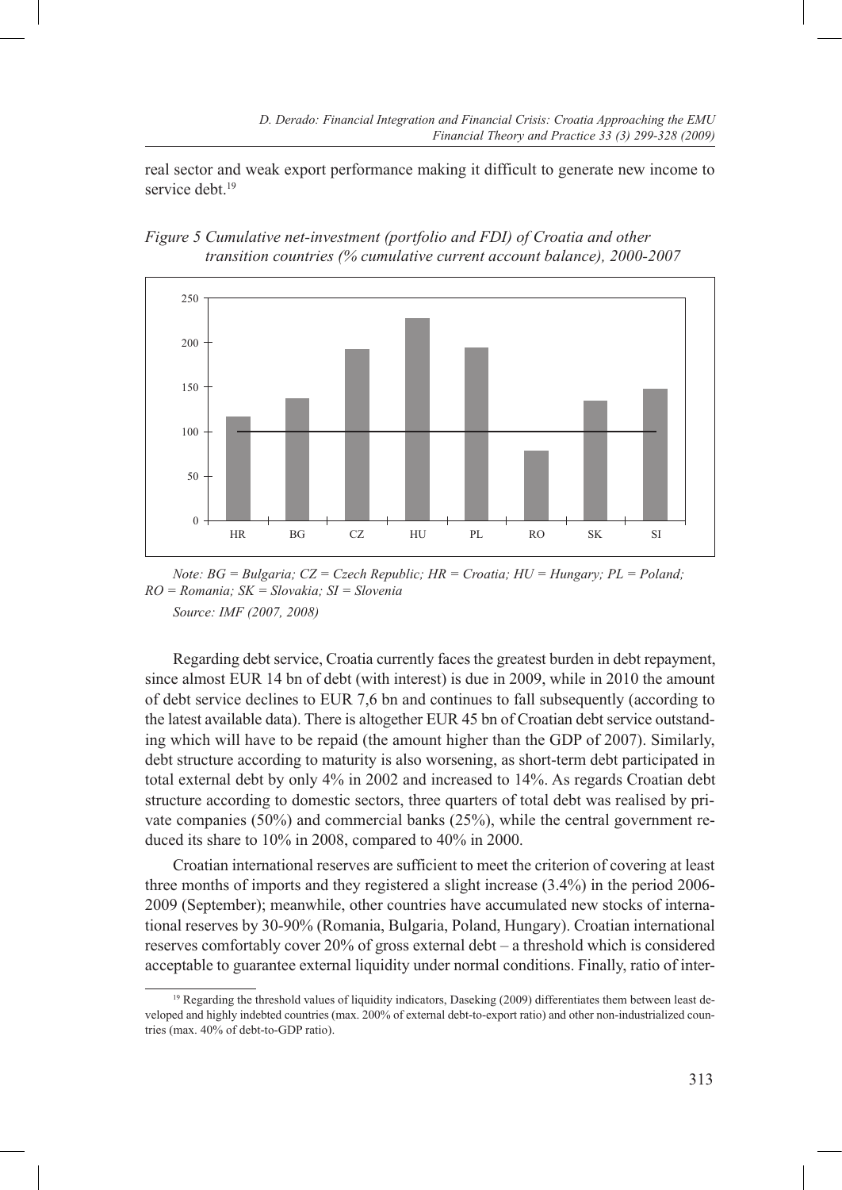real sector and weak export performance making it difficult to generate new income to service debt.[19]

*Figure 5 Cumulative net-investment (portfolio and FDI) of Croatia and other transition countries (% cumulative current account balance), 2000-2007*

*Note: BG = Bulgaria; CZ = Czech Republic; HR = Croatia; HU = Hungary; PL = Poland; RO = Romania; SK = Slovakia; SI = Slovenia*

*Source: IMF (2007, 2008)*

Regarding debt service, Croatia currently faces the greatest burden in debt repayment, since almost EUR 14 bn of debt (with interest) is due in 2009, while in 2010 the amount of debt service declines to EUR 7,6 bn and continues to fall subsequently (according to the latest available data). There is altogether EUR 45 bn of Croatian debt service outstanding which will have to be repaid (the amount higher than the GDP of 2007). Similarly, debt structure according to maturity is also worsening, as short-term debt participated in total external debt by only 4% in 2002 and increased to 14%. As regards Croatian debt structure according to domestic sectors, three quarters of total debt was realised by private companies (50%) and commercial banks (25%), while the central government reduced its share to 10% in 2008, compared to 40% in 2000.

Croatian international reserves are sufficient to meet the criterion of covering at least three months of imports and they registered a slight increase (3.4%) in the period 2006-2009 (September); meanwhile, other countries have accumulated new stocks of international reserves by 30-90% (Romania, Bulgaria, Poland, Hungary). Croatian international reserves comfortably cover 20% of gross external debt – a threshold which is considered acceptable to guarantee external liquidity under normal conditions. Finally, ratio of inter-

[19] Regarding the threshold values of liquidity indicators, Daseking (2009) differentiates them between least developed and highly indebted countries (max. 200% of external debt-to-export ratio) and other non-industrialized countries (max. 40% of debt-to-GDP ratio).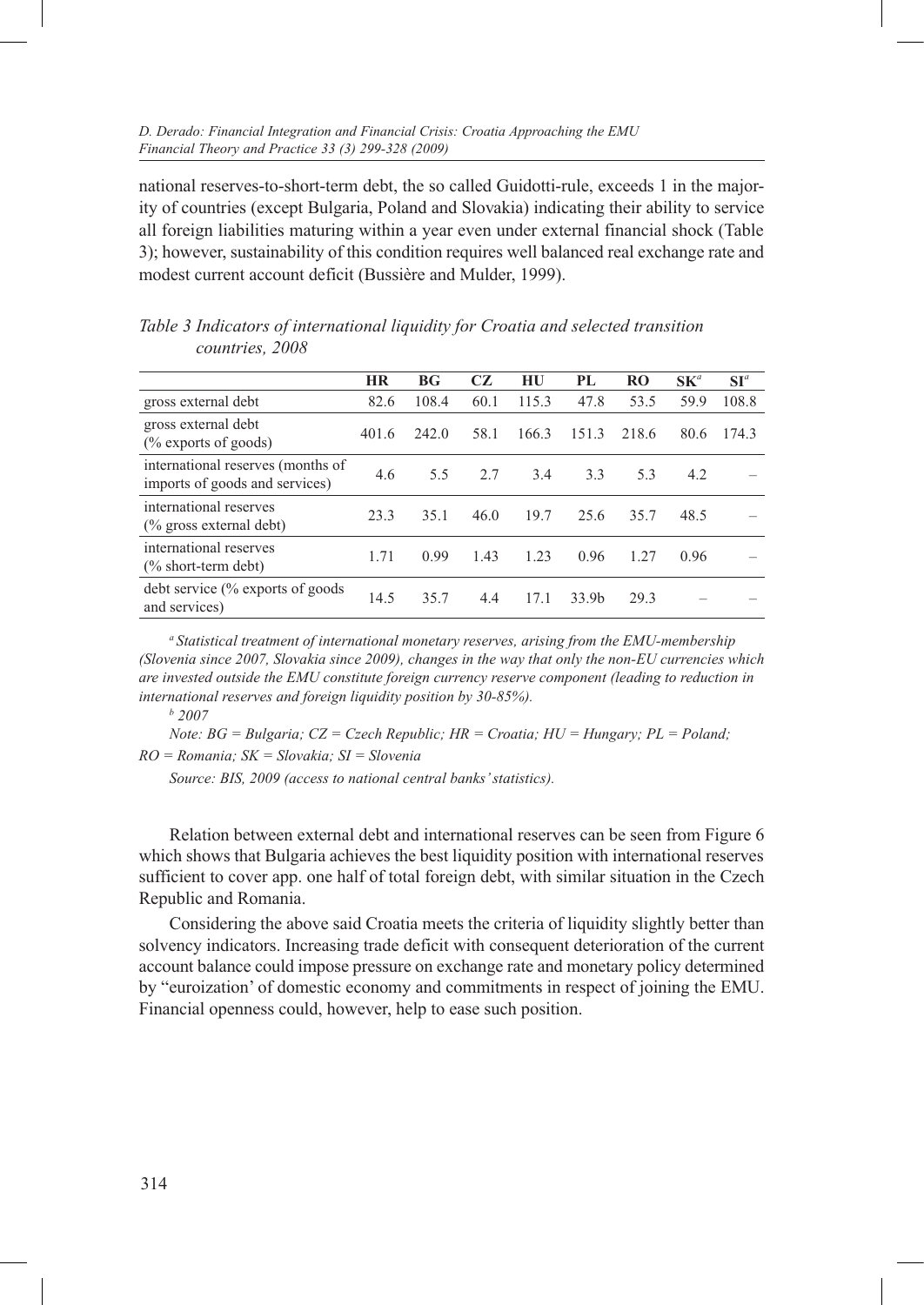national reserves-to-short-term debt, the so called Guidotti-rule, exceeds 1 in the majority of countries (except Bulgaria, Poland and Slovakia) indicating their ability to service all foreign liabilities maturing within a year even under external financial shock (Table 3); however, sustainability of this condition requires well balanced real exchange rate and modest current account deficit (Bussière and Mulder, 1999).

*Table 3 Indicators of international liquidity for Croatia and selected transition countries, 2008*

| | **HR** | **BG** | **CZ** | **HU** | **PL** | **RO** | **SK**[a] | **SI**[a] |
|---|---|---|---|---|---|---|---|---|
| gross external debt | 82.6 | 108.4 | 60.1 | 115.3 | 47.8 | 53.5 | 59.9 | 108.8 |
| gross external debt (% exports of goods) | 401.6 | 242.0 | 58.1 | 166.3 | 151.3 | 218.6 | 80.6 | 174.3 |
| international reserves (months of imports of goods and services) | 4.6 | 5.5 | 2.7 | 3.4 | 3.3 | 5.3 | 4.2 | – |
| international reserves (% gross external debt) | 23.3 | 35.1 | 46.0 | 19.7 | 25.6 | 35.7 | 48.5 | – |
| international reserves (% short-term debt) | 1.71 | 0.99 | 1.43 | 1.23 | 0.96 | 1.27 | 0.96 | – |
| debt service (% exports of goods and services) | 14.5 | 35.7 | 4.4 | 17.1 | 33.9b | 29.3 | – | – |

[a] *Statistical treatment of international monetary reserves, arising from the EMU-membership (Slovenia since 2007, Slovakia since 2009), changes in the way that only the non-EU currencies which are invested outside the EMU constitute foreign currency reserve component (leading to reduction in international reserves and foreign liquidity position by 30-85%).*

[b] *2007*

*Note: BG = Bulgaria; CZ = Czech Republic; HR = Croatia; HU = Hungary; PL = Poland; RO = Romania; SK = Slovakia; SI = Slovenia*

*Source: BIS, 2009 (access to national central banks' statistics).*

Relation between external debt and international reserves can be seen from Figure 6 which shows that Bulgaria achieves the best liquidity position with international reserves sufficient to cover app. one half of total foreign debt, with similar situation in the Czech Republic and Romania.

Considering the above said Croatia meets the criteria of liquidity slightly better than solvency indicators. Increasing trade deficit with consequent deterioration of the current account balance could impose pressure on exchange rate and monetary policy determined by "euroization' of domestic economy and commitments in respect of joining the EMU. Financial openness could, however, help to ease such position.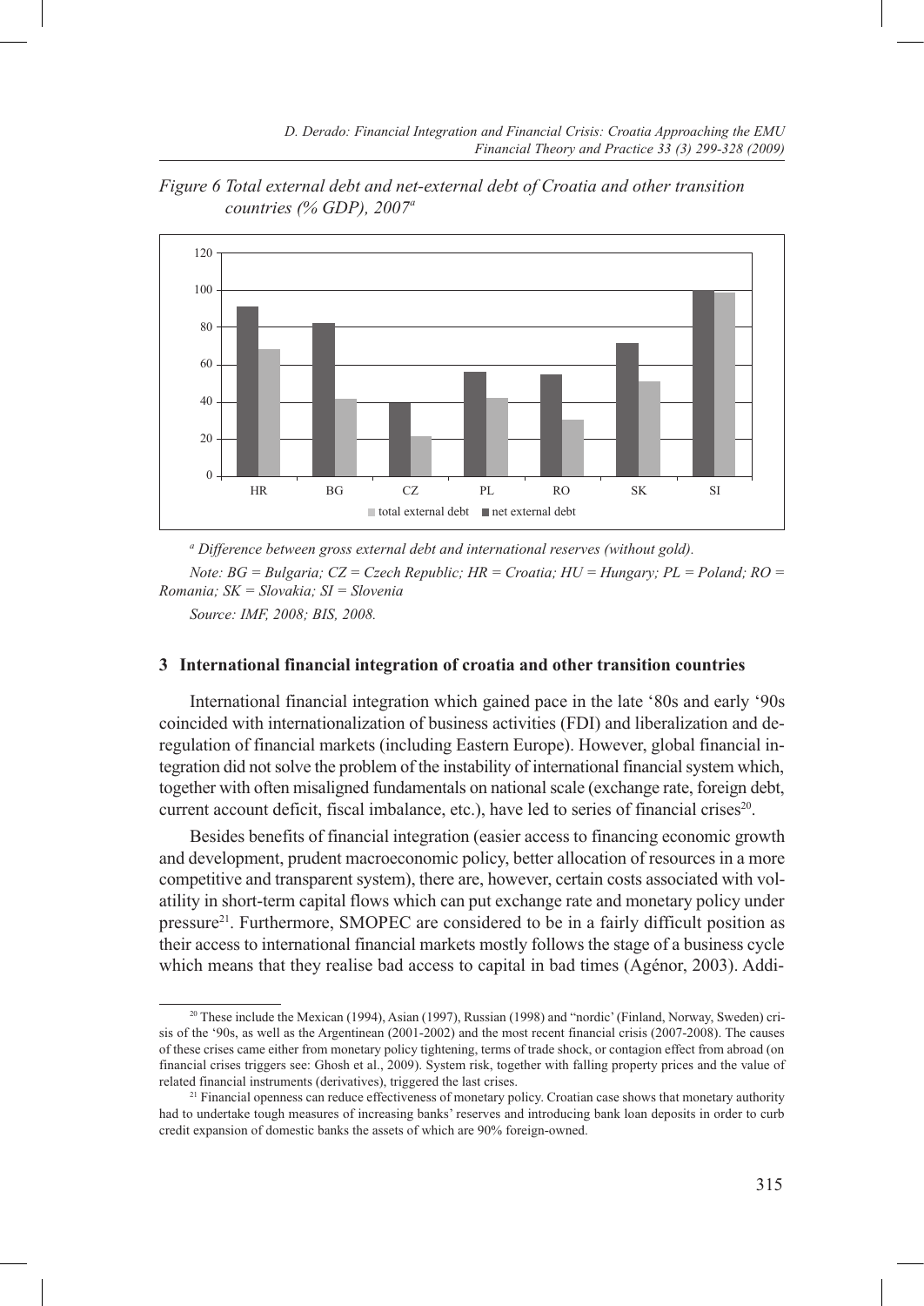*Figure 6 Total external debt and net-external debt of Croatia and other transition countries (% GDP), 2007[a]*

*[a] Difference between gross external debt and international reserves (without gold).*

*Note: BG = Bulgaria; CZ = Czech Republic; HR = Croatia; HU = Hungary; PL = Poland; RO = Romania; SK = Slovakia; SI = Slovenia*

*Source: IMF, 2008; BIS, 2008.*

## 3 International financial integration of croatia and other transition countries

International financial integration which gained pace in the late '80s and early '90s coincided with internationalization of business activities (FDI) and liberalization and deregulation of financial markets (including Eastern Europe). However, global financial integration did not solve the problem of the instability of international financial system which, together with often misaligned fundamentals on national scale (exchange rate, foreign debt, current account deficit, fiscal imbalance, etc.), have led to series of financial crises[20].

Besides benefits of financial integration (easier access to financing economic growth and development, prudent macroeconomic policy, better allocation of resources in a more competitive and transparent system), there are, however, certain costs associated with volatility in short-term capital flows which can put exchange rate and monetary policy under pressure[21]. Furthermore, SMOPEC are considered to be in a fairly difficult position as their access to international financial markets mostly follows the stage of a business cycle which means that they realise bad access to capital in bad times (Agénor, 2003). Addi-

[20] These include the Mexican (1994), Asian (1997), Russian (1998) and "nordic' (Finland, Norway, Sweden) crisis of the '90s, as well as the Argentinean (2001-2002) and the most recent financial crisis (2007-2008). The causes of these crises came either from monetary policy tightening, terms of trade shock, or contagion effect from abroad (on financial crises triggers see: Ghosh et al., 2009). System risk, together with falling property prices and the value of related financial instruments (derivatives), triggered the last crises.

[21] Financial openness can reduce effectiveness of monetary policy. Croatian case shows that monetary authority had to undertake tough measures of increasing banks' reserves and introducing bank loan deposits in order to curb credit expansion of domestic banks the assets of which are 90% foreign-owned.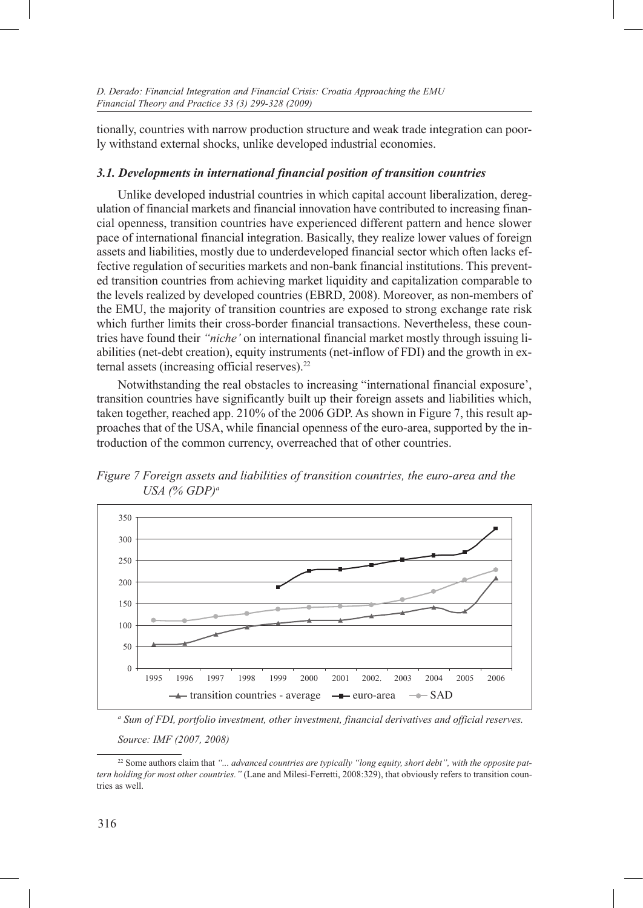tionally, countries with narrow production structure and weak trade integration can poorly withstand external shocks, unlike developed industrial economies.

### *3.1. Developments in international financial position of transition countries*

Unlike developed industrial countries in which capital account liberalization, deregulation of financial markets and financial innovation have contributed to increasing financial openness, transition countries have experienced different pattern and hence slower pace of international financial integration. Basically, they realize lower values of foreign assets and liabilities, mostly due to underdeveloped financial sector which often lacks effective regulation of securities markets and non-bank financial institutions. This prevented transition countries from achieving market liquidity and capitalization comparable to the levels realized by developed countries (EBRD, 2008). Moreover, as non-members of the EMU, the majority of transition countries are exposed to strong exchange rate risk which further limits their cross-border financial transactions. Nevertheless, these countries have found their *"niche'* on international financial market mostly through issuing liabilities (net-debt creation), equity instruments (net-inflow of FDI) and the growth in external assets (increasing official reserves).[22]

Notwithstanding the real obstacles to increasing "international financial exposure', transition countries have significantly built up their foreign assets and liabilities which, taken together, reached app. 210% of the 2006 GDP. As shown in Figure 7, this result approaches that of the USA, while financial openness of the euro-area, supported by the introduction of the common currency, overreached that of other countries.

*Figure 7 Foreign assets and liabilities of transition countries, the euro-area and the USA (% GDP)[a]*

*[a] Sum of FDI, portfolio investment, other investment, financial derivatives and official reserves.*

*Source: IMF (2007, 2008)*

[22] Some authors claim that *"... advanced countries are typically "long equity, short debt", with the opposite pattern holding for most other countries."* (Lane and Milesi-Ferretti, 2008:329), that obviously refers to transition countries as well.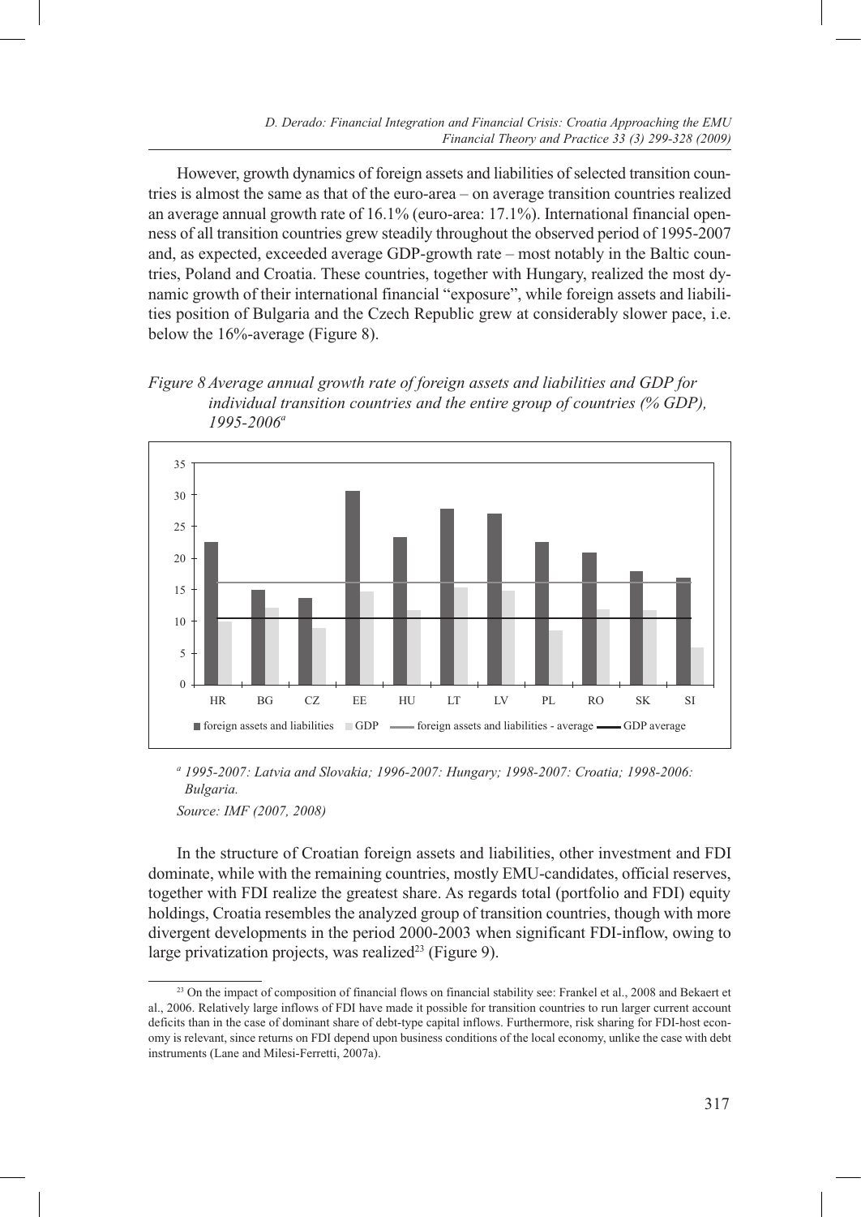However, growth dynamics of foreign assets and liabilities of selected transition countries is almost the same as that of the euro-area – on average transition countries realized an average annual growth rate of 16.1% (euro-area: 17.1%). International financial openness of all transition countries grew steadily throughout the observed period of 1995-2007 and, as expected, exceeded average GDP-growth rate – most notably in the Baltic countries, Poland and Croatia. These countries, together with Hungary, realized the most dynamic growth of their international financial "exposure", while foreign assets and liabilities position of Bulgaria and the Czech Republic grew at considerably slower pace, i.e. below the 16%-average (Figure 8).

*Figure 8 Average annual growth rate of foreign assets and liabilities and GDP for individual transition countries and the entire group of countries (% GDP), 1995-2006[a]*

*[a] 1995-2007: Latvia and Slovakia; 1996-2007: Hungary; 1998-2007: Croatia; 1998-2006: Bulgaria.*

*Source: IMF (2007, 2008)*

In the structure of Croatian foreign assets and liabilities, other investment and FDI dominate, while with the remaining countries, mostly EMU-candidates, official reserves, together with FDI realize the greatest share. As regards total (portfolio and FDI) equity holdings, Croatia resembles the analyzed group of transition countries, though with more divergent developments in the period 2000-2003 when significant FDI-inflow, owing to large privatization projects, was realized[23] (Figure 9).

[23] On the impact of composition of financial flows on financial stability see: Frankel et al., 2008 and Bekaert et al., 2006. Relatively large inflows of FDI have made it possible for transition countries to run larger current account deficits than in the case of dominant share of debt-type capital inflows. Furthermore, risk sharing for FDI-host economy is relevant, since returns on FDI depend upon business conditions of the local economy, unlike the case with debt instruments (Lane and Milesi-Ferretti, 2007a).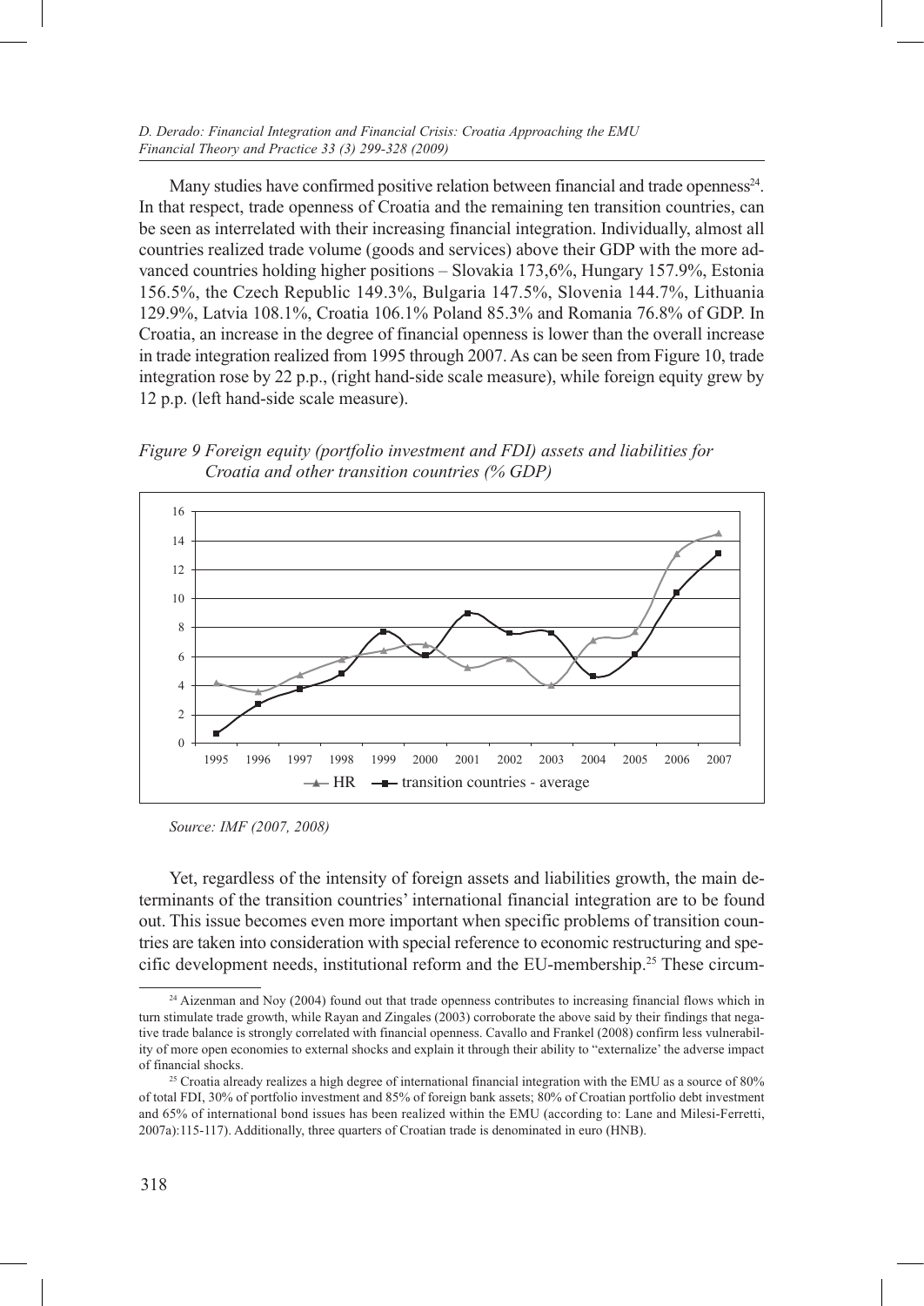Many studies have confirmed positive relation between financial and trade openness[24]. In that respect, trade openness of Croatia and the remaining ten transition countries, can be seen as interrelated with their increasing financial integration. Individually, almost all countries realized trade volume (goods and services) above their GDP with the more advanced countries holding higher positions – Slovakia 173,6%, Hungary 157.9%, Estonia 156.5%, the Czech Republic 149.3%, Bulgaria 147.5%, Slovenia 144.7%, Lithuania 129.9%, Latvia 108.1%, Croatia 106.1% Poland 85.3% and Romania 76.8% of GDP. In Croatia, an increase in the degree of financial openness is lower than the overall increase in trade integration realized from 1995 through 2007. As can be seen from Figure 10, trade integration rose by 22 p.p., (right hand-side scale measure), while foreign equity grew by 12 p.p. (left hand-side scale measure).

*Figure 9 Foreign equity (portfolio investment and FDI) assets and liabilities for Croatia and other transition countries (% GDP)*

*Source: IMF (2007, 2008)*

Yet, regardless of the intensity of foreign assets and liabilities growth, the main determinants of the transition countries' international financial integration are to be found out. This issue becomes even more important when specific problems of transition countries are taken into consideration with special reference to economic restructuring and specific development needs, institutional reform and the EU-membership.[25] These circum-

---

[24] Aizenman and Noy (2004) found out that trade openness contributes to increasing financial flows which in turn stimulate trade growth, while Rayan and Zingales (2003) corroborate the above said by their findings that negative trade balance is strongly correlated with financial openness. Cavallo and Frankel (2008) confirm less vulnerability of more open economies to external shocks and explain it through their ability to "externalize' the adverse impact of financial shocks.

[25] Croatia already realizes a high degree of international financial integration with the EMU as a source of 80% of total FDI, 30% of portfolio investment and 85% of foreign bank assets; 80% of Croatian portfolio debt investment and 65% of international bond issues has been realized within the EMU (according to: Lane and Milesi-Ferretti, 2007a):115-117). Additionally, three quarters of Croatian trade is denominated in euro (HNB).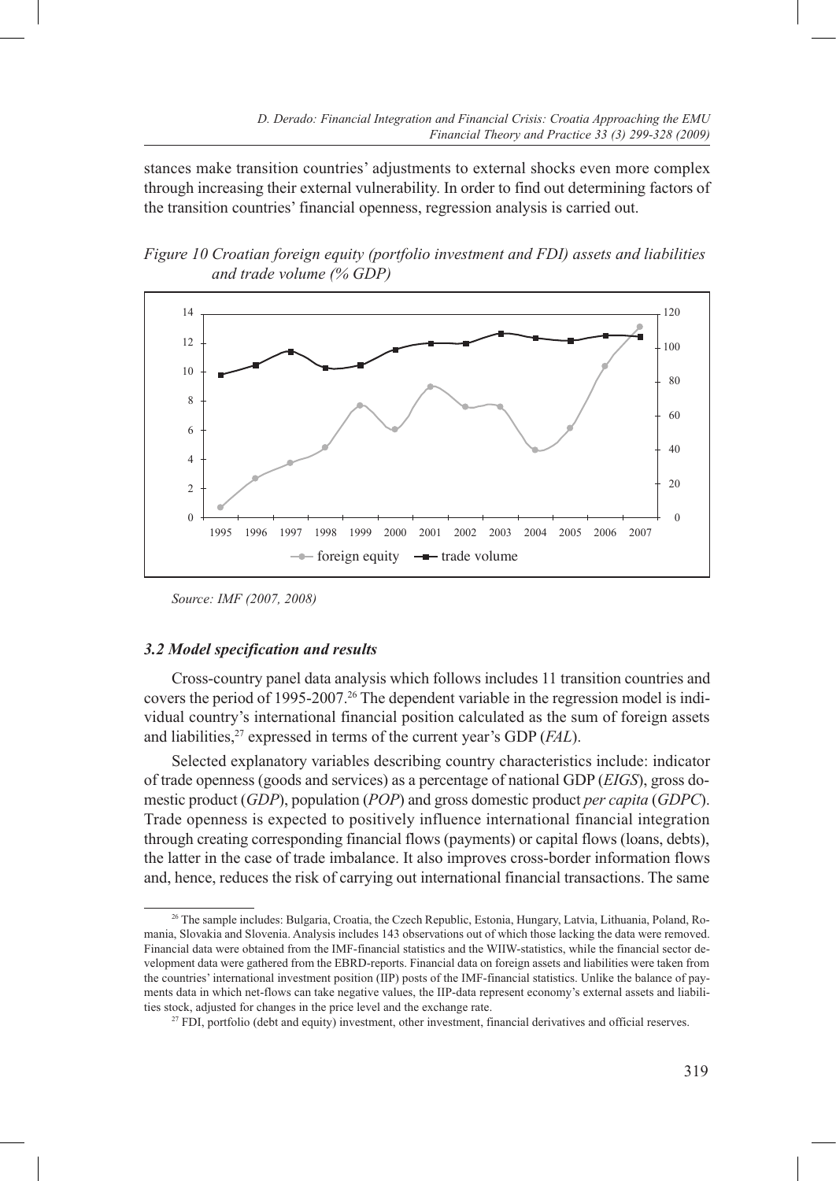stances make transition countries' adjustments to external shocks even more complex through increasing their external vulnerability. In order to find out determining factors of the transition countries' financial openness, regression analysis is carried out.

*Figure 10 Croatian foreign equity (portfolio investment and FDI) assets and liabilities and trade volume (% GDP)*

*Source: IMF (2007, 2008)*

### *3.2 Model specification and results*

Cross-country panel data analysis which follows includes 11 transition countries and covers the period of 1995-2007.[26] The dependent variable in the regression model is individual country's international financial position calculated as the sum of foreign assets and liabilities,[27] expressed in terms of the current year's GDP (*FAL*).

Selected explanatory variables describing country characteristics include: indicator of trade openness (goods and services) as a percentage of national GDP (*EIGS*), gross domestic product (*GDP*), population (*POP*) and gross domestic product *per capita* (*GDPC*). Trade openness is expected to positively influence international financial integration through creating corresponding financial flows (payments) or capital flows (loans, debts), the latter in the case of trade imbalance. It also improves cross-border information flows and, hence, reduces the risk of carrying out international financial transactions. The same

[26] The sample includes: Bulgaria, Croatia, the Czech Republic, Estonia, Hungary, Latvia, Lithuania, Poland, Romania, Slovakia and Slovenia. Analysis includes 143 observations out of which those lacking the data were removed. Financial data were obtained from the IMF-financial statistics and the WIIW-statistics, while the financial sector development data were gathered from the EBRD-reports. Financial data on foreign assets and liabilities were taken from the countries' international investment position (IIP) posts of the IMF-financial statistics. Unlike the balance of payments data in which net-flows can take negative values, the IIP-data represent economy's external assets and liabilities stock, adjusted for changes in the price level and the exchange rate.

[27] FDI, portfolio (debt and equity) investment, other investment, financial derivatives and official reserves.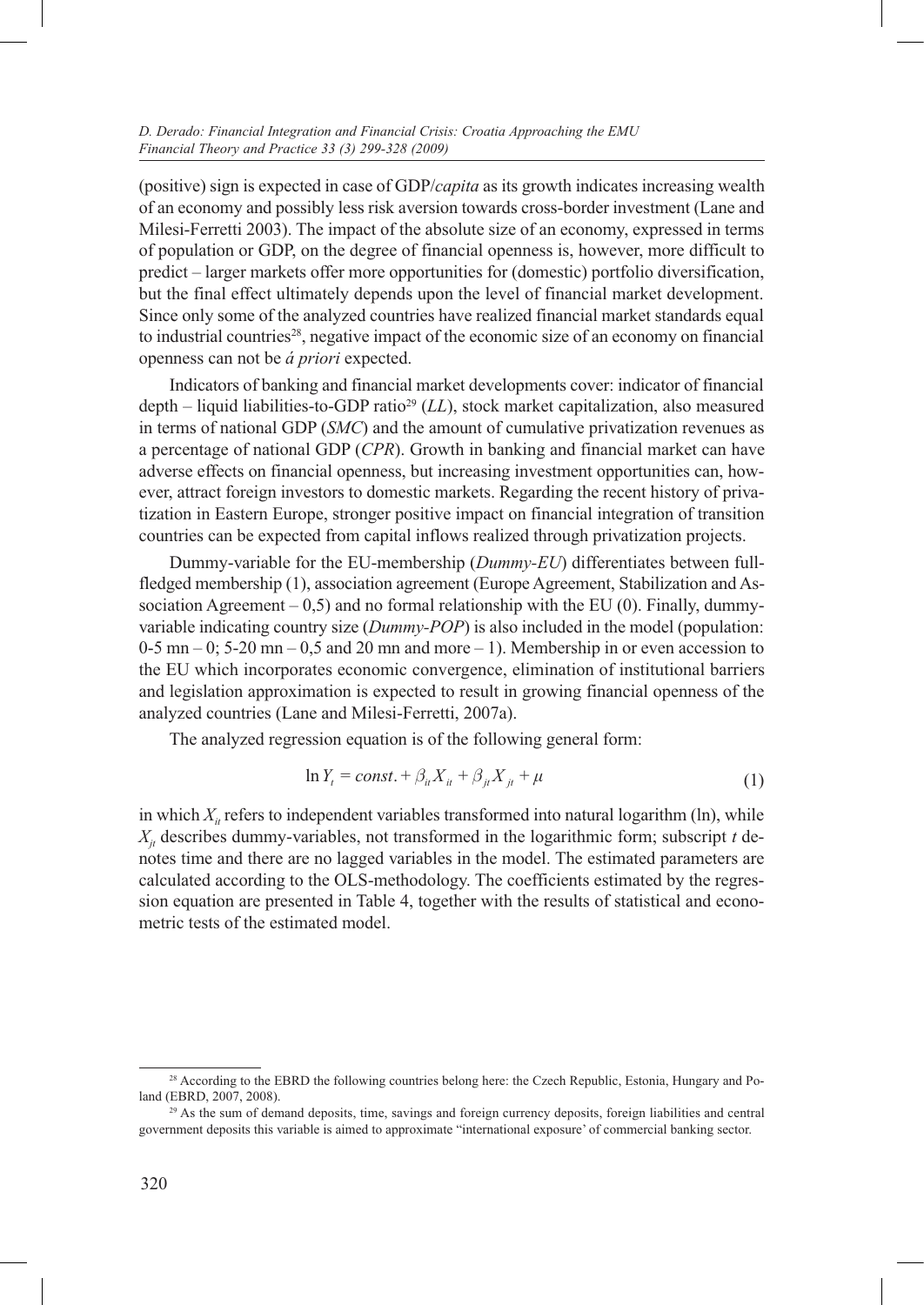(positive) sign is expected in case of GDP/*capita* as its growth indicates increasing wealth of an economy and possibly less risk aversion towards cross-border investment (Lane and Milesi-Ferretti 2003). The impact of the absolute size of an economy, expressed in terms of population or GDP, on the degree of financial openness is, however, more difficult to predict – larger markets offer more opportunities for (domestic) portfolio diversification, but the final effect ultimately depends upon the level of financial market development. Since only some of the analyzed countries have realized financial market standards equal to industrial countries[28], negative impact of the economic size of an economy on financial openness can not be *á priori* expected.

Indicators of banking and financial market developments cover: indicator of financial depth – liquid liabilities-to-GDP ratio[29] (*LL*), stock market capitalization, also measured in terms of national GDP (*SMC*) and the amount of cumulative privatization revenues as a percentage of national GDP (*CPR*). Growth in banking and financial market can have adverse effects on financial openness, but increasing investment opportunities can, however, attract foreign investors to domestic markets. Regarding the recent history of privatization in Eastern Europe, stronger positive impact on financial integration of transition countries can be expected from capital inflows realized through privatization projects.

Dummy-variable for the EU-membership (*Dummy-EU*) differentiates between full-fledged membership (1), association agreement (Europe Agreement, Stabilization and Association Agreement – 0,5) and no formal relationship with the EU (0). Finally, dummy-variable indicating country size (*Dummy-POP*) is also included in the model (population: 0-5 mn – 0; 5-20 mn – 0,5 and 20 mn and more – 1). Membership in or even accession to the EU which incorporates economic convergence, elimination of institutional barriers and legislation approximation is expected to result in growing financial openness of the analyzed countries (Lane and Milesi-Ferretti, 2007a).

The analyzed regression equation is of the following general form:

$$\ln Y_t = const. + \beta_{it} X_{it} + \beta_{jt} X_{jt} + \mu \tag{1}$$

in which $X_{it}$ refers to independent variables transformed into natural logarithm (ln), while $X_{jt}$ describes dummy-variables, not transformed in the logarithmic form; subscript $t$ denotes time and there are no lagged variables in the model. The estimated parameters are calculated according to the OLS-methodology. The coefficients estimated by the regression equation are presented in Table 4, together with the results of statistical and econometric tests of the estimated model.

---

[28] According to the EBRD the following countries belong here: the Czech Republic, Estonia, Hungary and Poland (EBRD, 2007, 2008).

[29] As the sum of demand deposits, time, savings and foreign currency deposits, foreign liabilities and central government deposits this variable is aimed to approximate "international exposure' of commercial banking sector.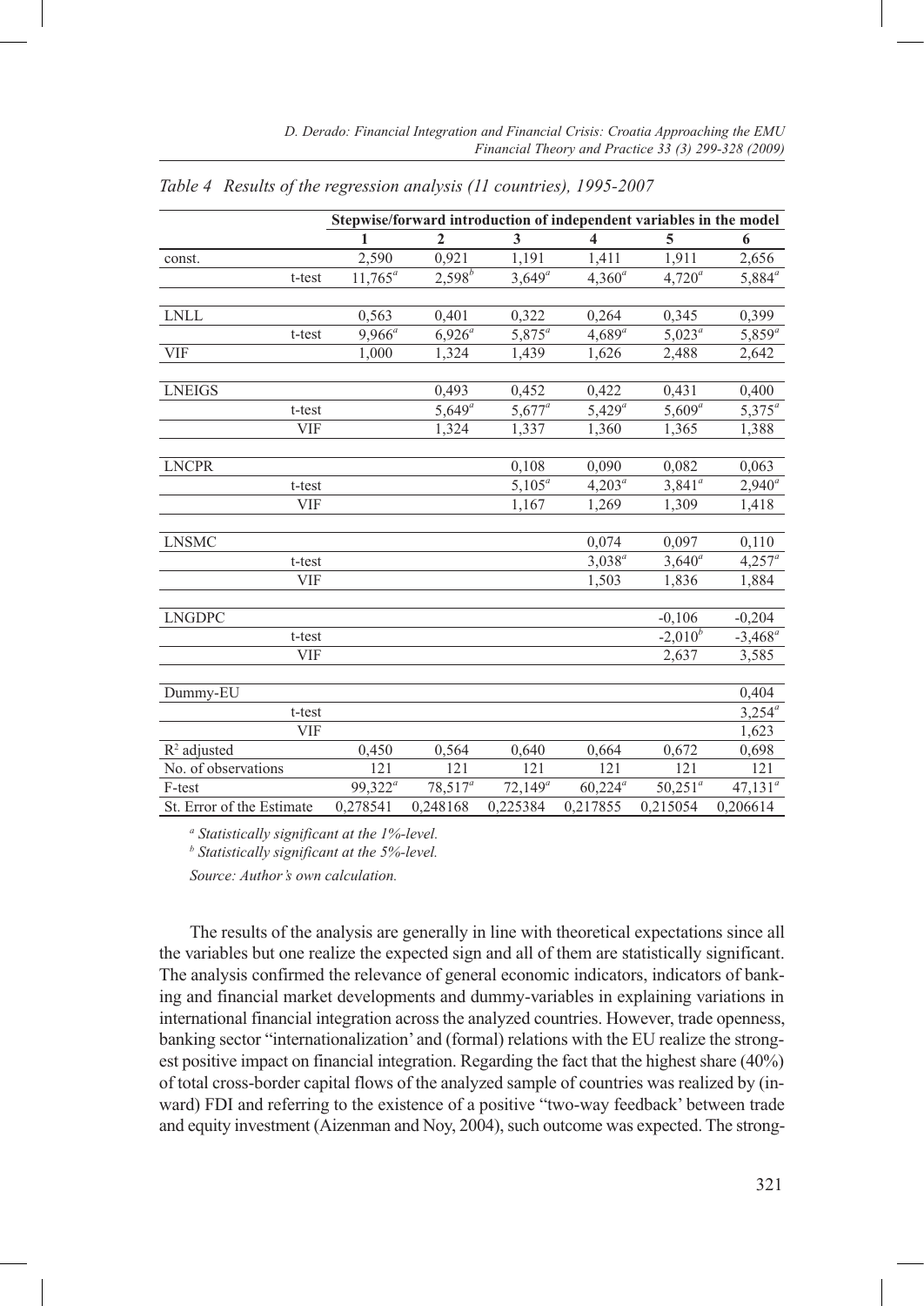*Table 4 Results of the regression analysis (11 countries), 1995-2007*

| | | Stepwise/forward introduction of independent variables in the model | | | | | |
|---|---|---|---|---|---|---|---|
| | | 1 | 2 | 3 | 4 | 5 | 6 |
| const. | | 2,590 | 0,921 | 1,191 | 1,411 | 1,911 | 2,656 |
| | t-test | 11,765[a] | 2,598[b] | 3,649[a] | 4,360[a] | 4,720[a] | 5,884[a] |
| LNLL | | 0,563 | 0,401 | 0,322 | 0,264 | 0,345 | 0,399 |
| | t-test | 9,966[a] | 6,926[a] | 5,875[a] | 4,689[a] | 5,023[a] | 5,859[a] |
| VIF | | 1,000 | 1,324 | 1,439 | 1,626 | 2,488 | 2,642 |
| LNEIGS | | | 0,493 | 0,452 | 0,422 | 0,431 | 0,400 |
| | t-test | | 5,649[a] | 5,677[a] | 5,429[a] | 5,609[a] | 5,375[a] |
| | VIF | | 1,324 | 1,337 | 1,360 | 1,365 | 1,388 |
| LNCPR | | | | 0,108 | 0,090 | 0,082 | 0,063 |
| | t-test | | | 5,105[a] | 4,203[a] | 3,841[a] | 2,940[a] |
| | VIF | | | 1,167 | 1,269 | 1,309 | 1,418 |
| LNSMC | | | | | 0,074 | 0,097 | 0,110 |
| | t-test | | | | 3,038[a] | 3,640[a] | 4,257[a] |
| | VIF | | | | 1,503 | 1,836 | 1,884 |
| LNGDPC | | | | | | -0,106 | -0,204 |
| | t-test | | | | | -2,010[b] | -3,468[a] |
| | VIF | | | | | 2,637 | 3,585 |
| Dummy-EU | | | | | | | 0,404 |
| | t-test | | | | | | 3,254[a] |
| | VIF | | | | | | 1,623 |
| $R^2$ adjusted | | 0,450 | 0,564 | 0,640 | 0,664 | 0,672 | 0,698 |
| No. of observations | | 121 | 121 | 121 | 121 | 121 | 121 |
| F-test | | 99,322[a] | 78,517[a] | 72,149[a] | 60,224[a] | 50,251[a] | 47,131[a] |
| St. Error of the Estimate | | 0,278541 | 0,248168 | 0,225384 | 0,217855 | 0,215054 | 0,206614 |

[a] *Statistically significant at the 1%-level.*

[b] *Statistically significant at the 5%-level.*

*Source: Author's own calculation.*

The results of the analysis are generally in line with theoretical expectations since all the variables but one realize the expected sign and all of them are statistically significant. The analysis confirmed the relevance of general economic indicators, indicators of banking and financial market developments and dummy-variables in explaining variations in international financial integration across the analyzed countries. However, trade openness, banking sector "internationalization' and (formal) relations with the EU realize the strongest positive impact on financial integration. Regarding the fact that the highest share (40%) of total cross-border capital flows of the analyzed sample of countries was realized by (inward) FDI and referring to the existence of a positive "two-way feedback' between trade and equity investment (Aizenman and Noy, 2004), such outcome was expected. The strong-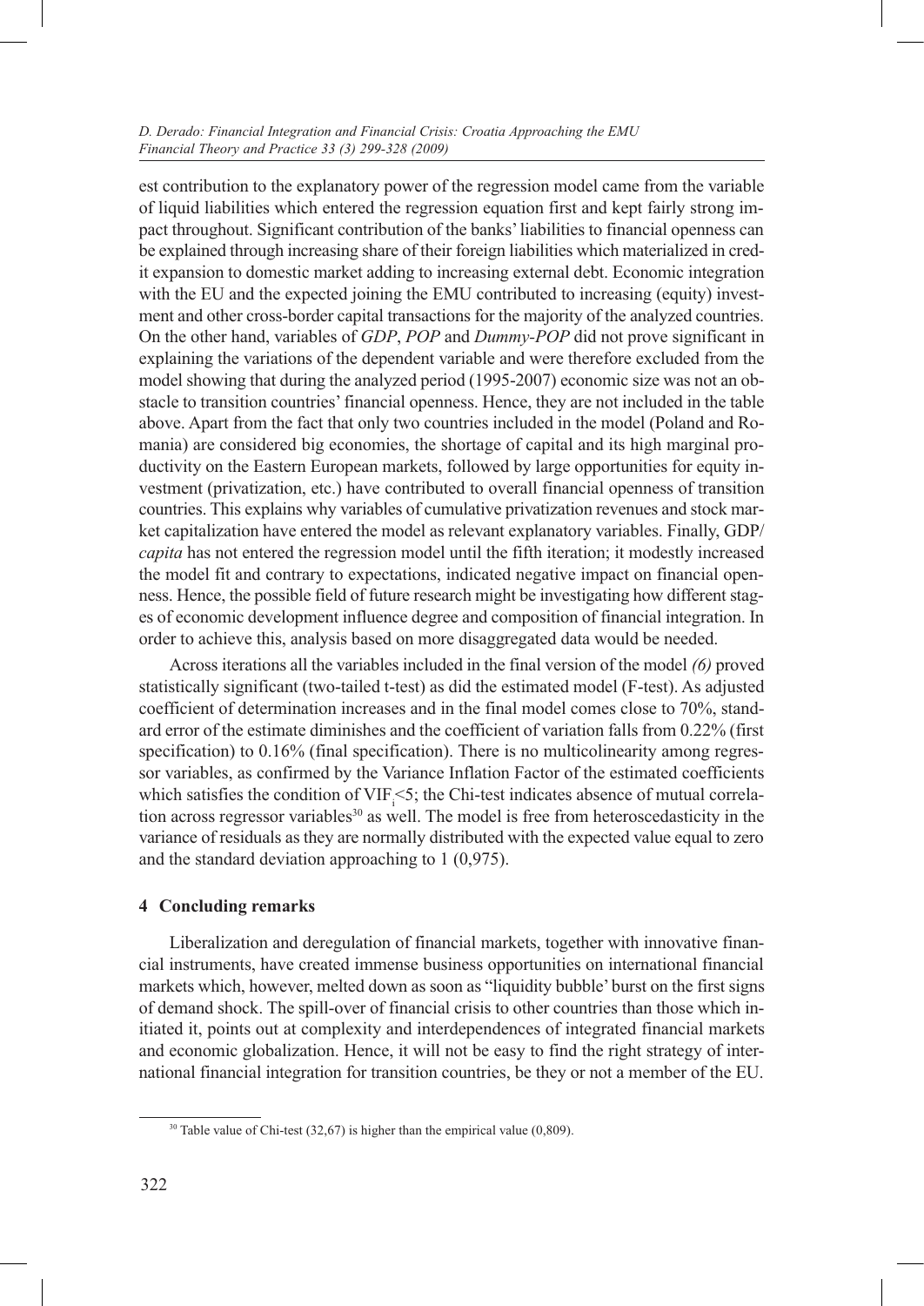est contribution to the explanatory power of the regression model came from the variable of liquid liabilities which entered the regression equation first and kept fairly strong impact throughout. Significant contribution of the banks' liabilities to financial openness can be explained through increasing share of their foreign liabilities which materialized in credit expansion to domestic market adding to increasing external debt. Economic integration with the EU and the expected joining the EMU contributed to increasing (equity) investment and other cross-border capital transactions for the majority of the analyzed countries. On the other hand, variables of *GDP*, *POP* and *Dummy-POP* did not prove significant in explaining the variations of the dependent variable and were therefore excluded from the model showing that during the analyzed period (1995-2007) economic size was not an obstacle to transition countries' financial openness. Hence, they are not included in the table above. Apart from the fact that only two countries included in the model (Poland and Romania) are considered big economies, the shortage of capital and its high marginal productivity on the Eastern European markets, followed by large opportunities for equity investment (privatization, etc.) have contributed to overall financial openness of transition countries. This explains why variables of cumulative privatization revenues and stock market capitalization have entered the model as relevant explanatory variables. Finally, GDP/*capita* has not entered the regression model until the fifth iteration; it modestly increased the model fit and contrary to expectations, indicated negative impact on financial openness. Hence, the possible field of future research might be investigating how different stages of economic development influence degree and composition of financial integration. In order to achieve this, analysis based on more disaggregated data would be needed.

Across iterations all the variables included in the final version of the model *(6)* proved statistically significant (two-tailed t-test) as did the estimated model (F-test). As adjusted coefficient of determination increases and in the final model comes close to 70%, standard error of the estimate diminishes and the coefficient of variation falls from 0.22% (first specification) to 0.16% (final specification). There is no multicolinearity among regressor variables, as confirmed by the Variance Inflation Factor of the estimated coefficients which satisfies the condition of $VIF_i<5$; the Chi-test indicates absence of mutual correlation across regressor variables[30] as well. The model is free from heteroscedasticity in the variance of residuals as they are normally distributed with the expected value equal to zero and the standard deviation approaching to 1 (0,975).

## 4 Concluding remarks

Liberalization and deregulation of financial markets, together with innovative financial instruments, have created immense business opportunities on international financial markets which, however, melted down as soon as "liquidity bubble' burst on the first signs of demand shock. The spill-over of financial crisis to other countries than those which initiated it, points out at complexity and interdependences of integrated financial markets and economic globalization. Hence, it will not be easy to find the right strategy of international financial integration for transition countries, be they or not a member of the EU.

[30] Table value of Chi-test (32,67) is higher than the empirical value (0,809).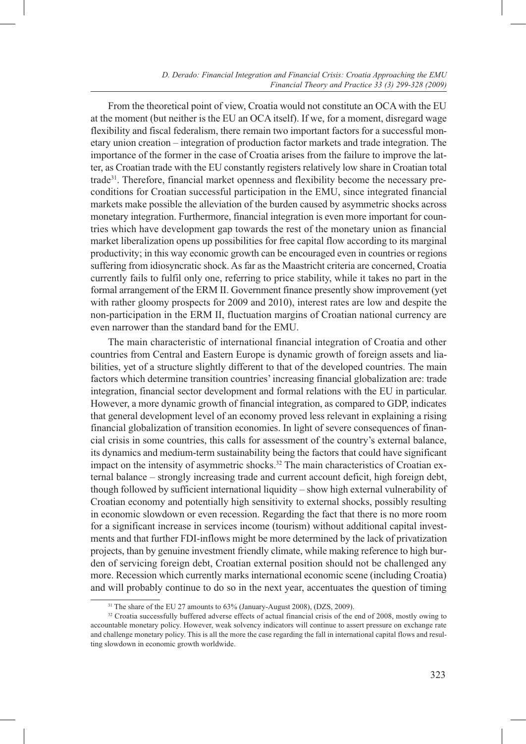From the theoretical point of view, Croatia would not constitute an OCA with the EU at the moment (but neither is the EU an OCA itself). If we, for a moment, disregard wage flexibility and fiscal federalism, there remain two important factors for a successful monetary union creation – integration of production factor markets and trade integration. The importance of the former in the case of Croatia arises from the failure to improve the latter, as Croatian trade with the EU constantly registers relatively low share in Croatian total trade[31]. Therefore, financial market openness and flexibility become the necessary preconditions for Croatian successful participation in the EMU, since integrated financial markets make possible the alleviation of the burden caused by asymmetric shocks across monetary integration. Furthermore, financial integration is even more important for countries which have development gap towards the rest of the monetary union as financial market liberalization opens up possibilities for free capital flow according to its marginal productivity; in this way economic growth can be encouraged even in countries or regions suffering from idiosyncratic shock. As far as the Maastricht criteria are concerned, Croatia currently fails to fulfil only one, referring to price stability, while it takes no part in the formal arrangement of the ERM II. Government finance presently show improvement (yet with rather gloomy prospects for 2009 and 2010), interest rates are low and despite the non-participation in the ERM II, fluctuation margins of Croatian national currency are even narrower than the standard band for the EMU.

The main characteristic of international financial integration of Croatia and other countries from Central and Eastern Europe is dynamic growth of foreign assets and liabilities, yet of a structure slightly different to that of the developed countries. The main factors which determine transition countries' increasing financial globalization are: trade integration, financial sector development and formal relations with the EU in particular. However, a more dynamic growth of financial integration, as compared to GDP, indicates that general development level of an economy proved less relevant in explaining a rising financial globalization of transition economies. In light of severe consequences of financial crisis in some countries, this calls for assessment of the country's external balance, its dynamics and medium-term sustainability being the factors that could have significant impact on the intensity of asymmetric shocks.[32] The main characteristics of Croatian external balance – strongly increasing trade and current account deficit, high foreign debt, though followed by sufficient international liquidity – show high external vulnerability of Croatian economy and potentially high sensitivity to external shocks, possibly resulting in economic slowdown or even recession. Regarding the fact that there is no more room for a significant increase in services income (tourism) without additional capital investments and that further FDI-inflows might be more determined by the lack of privatization projects, than by genuine investment friendly climate, while making reference to high burden of servicing foreign debt, Croatian external position should not be challenged any more. Recession which currently marks international economic scene (including Croatia) and will probably continue to do so in the next year, accentuates the question of timing

---

[31] The share of the EU 27 amounts to 63% (January-August 2008), (DZS, 2009).

[32] Croatia successfully buffered adverse effects of actual financial crisis of the end of 2008, mostly owing to accountable monetary policy. However, weak solvency indicators will continue to assert pressure on exchange rate and challenge monetary policy. This is all the more the case regarding the fall in international capital flows and resulting slowdown in economic growth worldwide.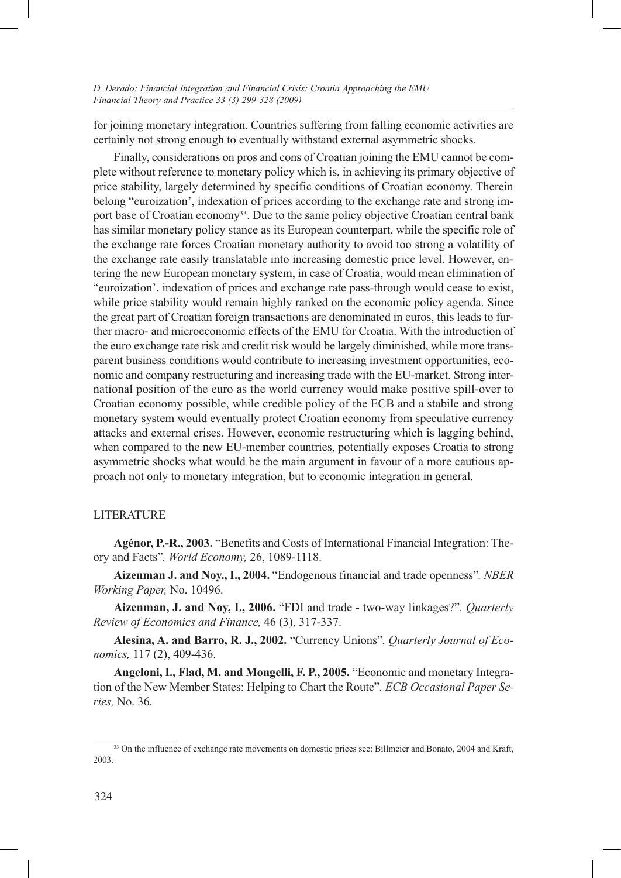for joining monetary integration. Countries suffering from falling economic activities are certainly not strong enough to eventually withstand external asymmetric shocks.

Finally, considerations on pros and cons of Croatian joining the EMU cannot be complete without reference to monetary policy which is, in achieving its primary objective of price stability, largely determined by specific conditions of Croatian economy. Therein belong "euroization', indexation of prices according to the exchange rate and strong import base of Croatian economy[33]. Due to the same policy objective Croatian central bank has similar monetary policy stance as its European counterpart, while the specific role of the exchange rate forces Croatian monetary authority to avoid too strong a volatility of the exchange rate easily translatable into increasing domestic price level. However, entering the new European monetary system, in case of Croatia, would mean elimination of "euroization', indexation of prices and exchange rate pass-through would cease to exist, while price stability would remain highly ranked on the economic policy agenda. Since the great part of Croatian foreign transactions are denominated in euros, this leads to further macro- and microeconomic effects of the EMU for Croatia. With the introduction of the euro exchange rate risk and credit risk would be largely diminished, while more transparent business conditions would contribute to increasing investment opportunities, economic and company restructuring and increasing trade with the EU-market. Strong international position of the euro as the world currency would make positive spill-over to Croatian economy possible, while credible policy of the ECB and a stabile and strong monetary system would eventually protect Croatian economy from speculative currency attacks and external crises. However, economic restructuring which is lagging behind, when compared to the new EU-member countries, potentially exposes Croatia to strong asymmetric shocks what would be the main argument in favour of a more cautious approach not only to monetary integration, but to economic integration in general.

## LITERATURE

**Agénor, P.-R., 2003.** "Benefits and Costs of International Financial Integration: Theory and Facts". *World Economy,* 26, 1089-1118.

**Aizenman J. and Noy., I., 2004.** "Endogenous financial and trade openness". *NBER Working Paper,* No. 10496.

**Aizenman, J. and Noy, I., 2006.** "FDI and trade - two-way linkages?". *Quarterly Review of Economics and Finance,* 46 (3), 317-337.

**Alesina, A. and Barro, R. J., 2002.** "Currency Unions". *Quarterly Journal of Economics,* 117 (2), 409-436.

**Angeloni, I., Flad, M. and Mongelli, F. P., 2005.** "Economic and monetary Integration of the New Member States: Helping to Chart the Route". *ECB Occasional Paper Series,* No. 36.

[33] On the influence of exchange rate movements on domestic prices see: Billmeier and Bonato, 2004 and Kraft, 2003.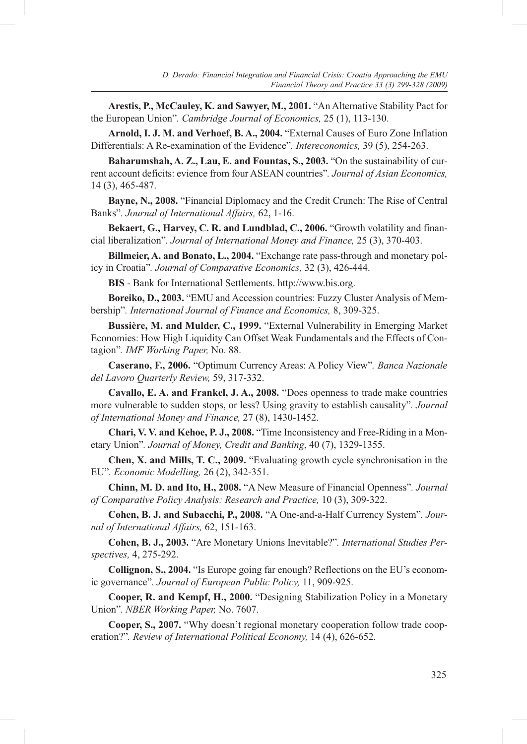**Arestis, P., McCauley, K. and Sawyer, M., 2001.** "An Alternative Stability Pact for the European Union". *Cambridge Journal of Economics,* 25 (1), 113-130.

**Arnold, I. J. M. and Verhoef, B. A., 2004.** "External Causes of Euro Zone Inflation Differentials: A Re-examination of the Evidence". *Intereconomics,* 39 (5), 254-263.

**Baharumshah, A. Z., Lau, E. and Fountas, S., 2003.** "On the sustainability of current account deficits: evience from four ASEAN countries". *Journal of Asian Economics,* 14 (3), 465-487.

**Bayne, N., 2008.** "Financial Diplomacy and the Credit Crunch: The Rise of Central Banks". *Journal of International Affairs,* 62, 1-16.

**Bekaert, G., Harvey, C. R. and Lundblad, C., 2006.** "Growth volatility and financial liberalization". *Journal of International Money and Finance,* 25 (3), 370-403.

**Billmeier, A. and Bonato, L., 2004.** "Exchange rate pass-through and monetary policy in Croatia". *Journal of Comparative Economics,* 32 (3), 426-444.

**BIS** - Bank for International Settlements. http://www.bis.org.

**Boreiko, D., 2003.** "EMU and Accession countries: Fuzzy Cluster Analysis of Membership". *International Journal of Finance and Economics,* 8, 309-325.

**Bussière, M. and Mulder, C., 1999.** "External Vulnerability in Emerging Market Economies: How High Liquidity Can Offset Weak Fundamentals and the Effects of Contagion". *IMF Working Paper,* No. 88.

**Caserano, F., 2006.** "Optimum Currency Areas: A Policy View". *Banca Nazionale del Lavoro Quarterly Review,* 59, 317-332.

**Cavallo, E. A. and Frankel, J. A., 2008.** "Does openness to trade make countries more vulnerable to sudden stops, or less? Using gravity to establish causality". *Journal of International Money and Finance,* 27 (8), 1430-1452.

**Chari, V. V. and Kehoe, P. J., 2008.** "Time Inconsistency and Free-Riding in a Monetary Union". *Journal of Money, Credit and Banking*, 40 (7), 1329-1355.

**Chen, X. and Mills, T. C., 2009.** "Evaluating growth cycle synchronisation in the EU". *Economic Modelling,* 26 (2), 342-351.

**Chinn, M. D. and Ito, H., 2008.** "A New Measure of Financial Openness". *Journal of Comparative Policy Analysis: Research and Practice,* 10 (3), 309-322.

**Cohen, B. J. and Subacchi, P., 2008.** "A One-and-a-Half Currency System". *Journal of International Affairs,* 62, 151-163.

**Cohen, B. J., 2003.** "Are Monetary Unions Inevitable?". *International Studies Perspectives,* 4, 275-292.

**Collignon, S., 2004.** "Is Europe going far enough? Reflections on the EU's economic governance". *Journal of European Public Policy,* 11, 909-925.

**Cooper, R. and Kempf, H., 2000.** "Designing Stabilization Policy in a Monetary Union". *NBER Working Paper,* No. 7607.

**Cooper, S., 2007.** "Why doesn't regional monetary cooperation follow trade cooperation?". *Review of International Political Economy,* 14 (4), 626-652.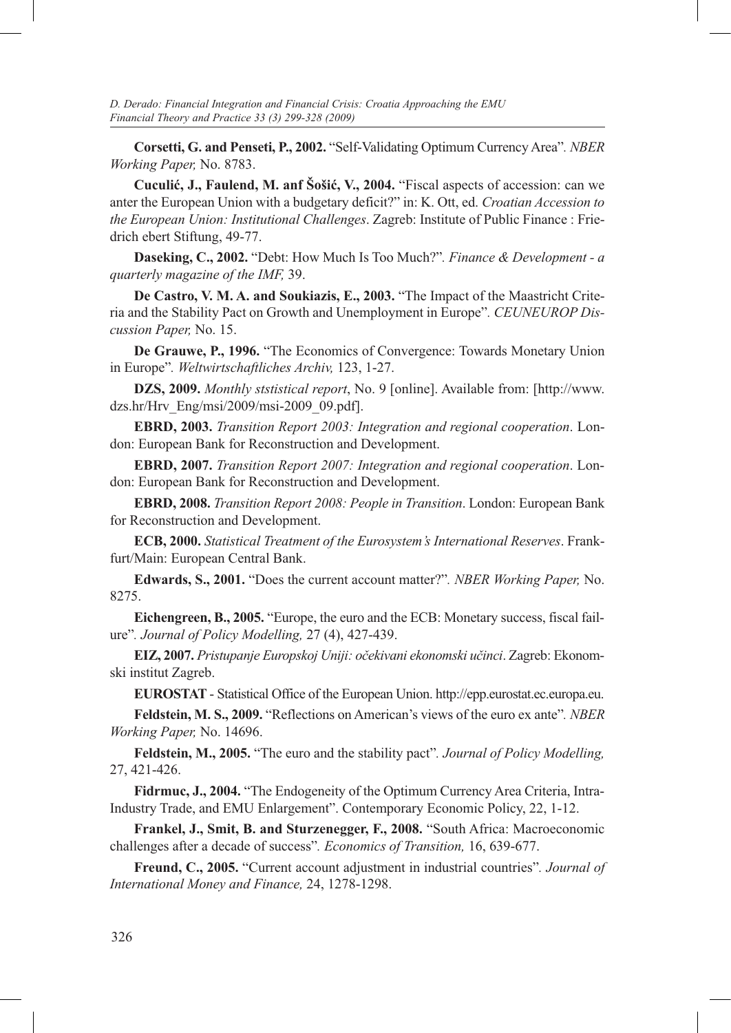**Corsetti, G. and Penseti, P., 2002.** "Self-Validating Optimum Currency Area". *NBER Working Paper,* No. 8783.

**Cuculić, J., Faulend, M. anf Šošić, V., 2004.** "Fiscal aspects of accession: can we anter the European Union with a budgetary deficit?" in: K. Ott, ed. *Croatian Accession to the European Union: Institutional Challenges*. Zagreb: Institute of Public Finance : Friedrich ebert Stiftung, 49-77.

**Daseking, C., 2002.** "Debt: How Much Is Too Much?". *Finance & Development - a quarterly magazine of the IMF,* 39.

**De Castro, V. M. A. and Soukiazis, E., 2003.** "The Impact of the Maastricht Criteria and the Stability Pact on Growth and Unemployment in Europe". *CEUNEUROP Discussion Paper,* No. 15.

**De Grauwe, P., 1996.** "The Economics of Convergence: Towards Monetary Union in Europe". *Weltwirtschaftliches Archiv,* 123, 1-27.

**DZS, 2009.** *Monthly ststistical report*, No. 9 [online]. Available from: [http://www.dzs.hr/Hrv_Eng/msi/2009/msi-2009_09.pdf].

**EBRD, 2003.** *Transition Report 2003: Integration and regional cooperation*. London: European Bank for Reconstruction and Development.

**EBRD, 2007.** *Transition Report 2007: Integration and regional cooperation*. London: European Bank for Reconstruction and Development.

**EBRD, 2008.** *Transition Report 2008: People in Transition*. London: European Bank for Reconstruction and Development.

**ECB, 2000.** *Statistical Treatment of the Eurosystem's International Reserves*. Frankfurt/Main: European Central Bank.

**Edwards, S., 2001.** "Does the current account matter?". *NBER Working Paper,* No. 8275.

**Eichengreen, B., 2005.** "Europe, the euro and the ECB: Monetary success, fiscal failure". *Journal of Policy Modelling,* 27 (4), 427-439.

**EIZ, 2007.** *Pristupanje Europskoj Uniji: očekivani ekonomski učinci*. Zagreb: Ekonomski institut Zagreb.

**EUROSTAT** - Statistical Office of the European Union. http://epp.eurostat.ec.europa.eu.

**Feldstein, M. S., 2009.** "Reflections on American's views of the euro ex ante". *NBER Working Paper,* No. 14696.

**Feldstein, M., 2005.** "The euro and the stability pact". *Journal of Policy Modelling,* 27, 421-426.

**Fidrmuc, J., 2004.** "The Endogeneity of the Optimum Currency Area Criteria, Intra-Industry Trade, and EMU Enlargement". Contemporary Economic Policy, 22, 1-12.

**Frankel, J., Smit, B. and Sturzenegger, F., 2008.** "South Africa: Macroeconomic challenges after a decade of success". *Economics of Transition,* 16, 639-677.

**Freund, C., 2005.** "Current account adjustment in industrial countries". *Journal of International Money and Finance,* 24, 1278-1298.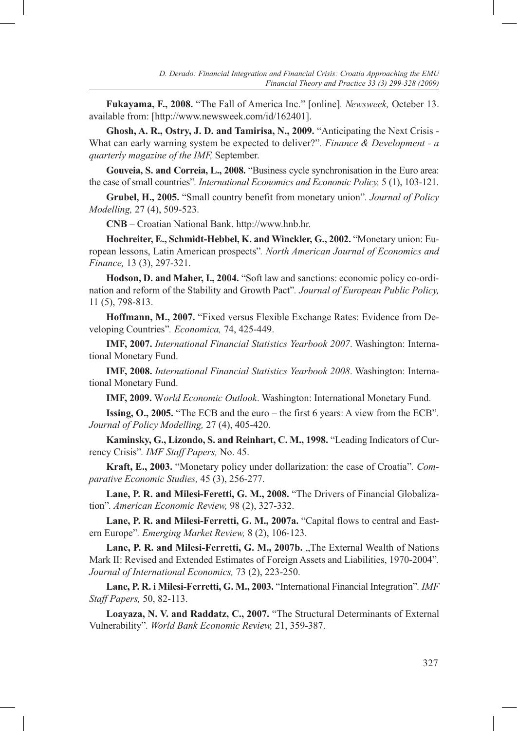**Fukayama, F., 2008.** "The Fall of America Inc." [online]. *Newsweek,* Octeber 13. available from: [http://www.newsweek.com/id/162401].

**Ghosh, A. R., Ostry, J. D. and Tamirisa, N., 2009.** "Anticipating the Next Crisis - What can early warning system be expected to deliver?". *Finance & Development - a quarterly magazine of the IMF,* September.

**Gouveia, S. and Correia, L., 2008.** "Business cycle synchronisation in the Euro area: the case of small countries". *International Economics and Economic Policy,* 5 (1), 103-121.

**Grubel, H., 2005.** "Small country benefit from monetary union". *Journal of Policy Modelling,* 27 (4), 509-523.

**CNB** – Croatian National Bank. http://www.hnb.hr.

**Hochreiter, E., Schmidt-Hebbel, K. and Winckler, G., 2002.** "Monetary union: European lessons, Latin American prospects". *North American Journal of Economics and Finance,* 13 (3), 297-321.

**Hodson, D. and Maher, I., 2004.** "Soft law and sanctions: economic policy co-ordination and reform of the Stability and Growth Pact". *Journal of European Public Policy,* 11 (5), 798-813.

**Hoffmann, M., 2007.** "Fixed versus Flexible Exchange Rates: Evidence from Developing Countries". *Economica,* 74, 425-449.

**IMF, 2007.** *International Financial Statistics Yearbook 2007*. Washington: International Monetary Fund.

**IMF, 2008.** *International Financial Statistics Yearbook 2008*. Washington: International Monetary Fund.

**IMF, 2009.** W*orld Economic Outlook*. Washington: International Monetary Fund.

**Issing, O., 2005.** "The ECB and the euro – the first 6 years: A view from the ECB". *Journal of Policy Modelling,* 27 (4), 405-420.

**Kaminsky, G., Lizondo, S. and Reinhart, C. M., 1998.** "Leading Indicators of Currency Crisis". *IMF Staff Papers,* No. 45.

**Kraft, E., 2003.** "Monetary policy under dollarization: the case of Croatia". *Comparative Economic Studies,* 45 (3), 256-277.

**Lane, P. R. and Milesi-Feretti, G. M., 2008.** "The Drivers of Financial Globalization". *American Economic Review,* 98 (2), 327-332.

**Lane, P. R. and Milesi-Ferretti, G. M., 2007a.** "Capital flows to central and Eastern Europe". *Emerging Market Review,* 8 (2), 106-123.

**Lane, P. R. and Milesi-Ferretti, G. M., 2007b.** „The External Wealth of Nations Mark II: Revised and Extended Estimates of Foreign Assets and Liabilities, 1970-2004". *Journal of International Economics,* 73 (2), 223-250.

**Lane, P. R. i Milesi-Ferretti, G. M., 2003.** "International Financial Integration". *IMF Staff Papers,* 50, 82-113.

**Loayaza, N. V. and Raddatz, C., 2007.** "The Structural Determinants of External Vulnerability". *World Bank Economic Review,* 21, 359-387.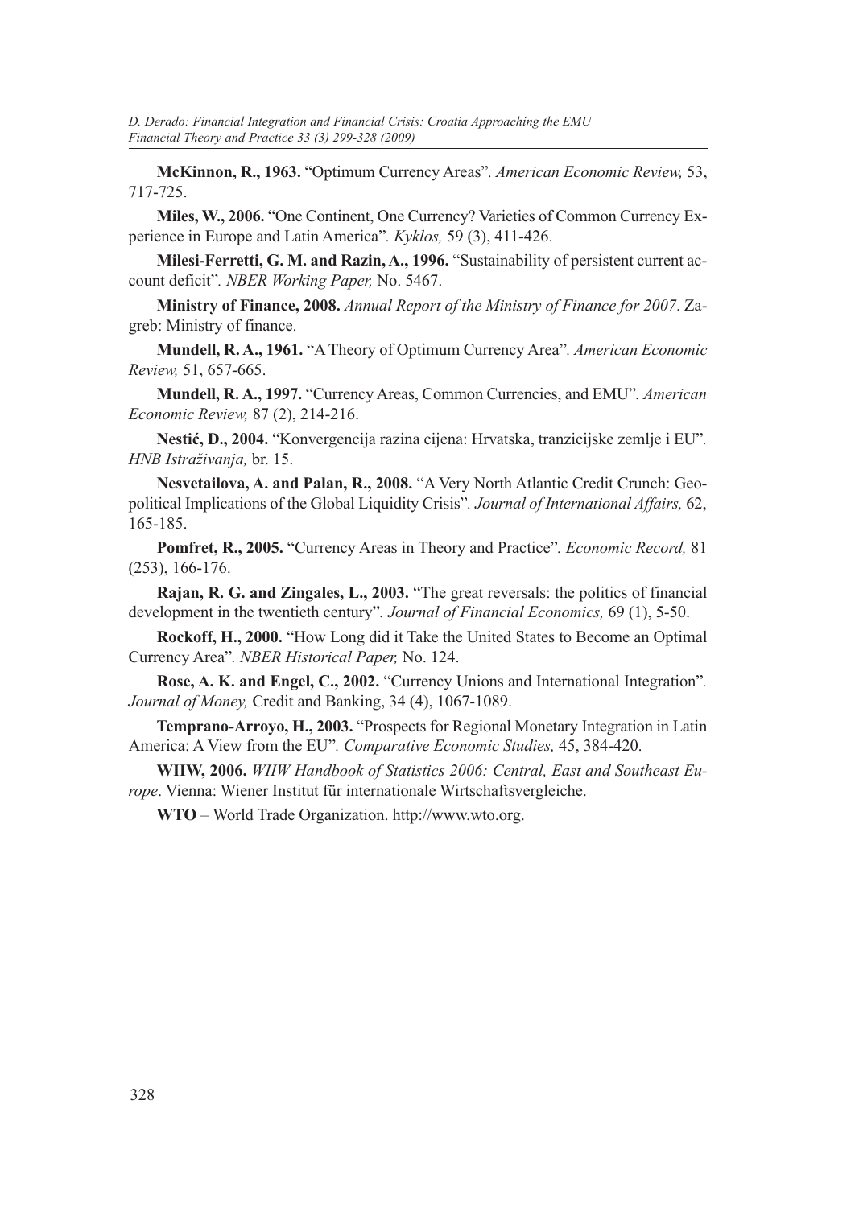**McKinnon, R., 1963.** "Optimum Currency Areas". *American Economic Review,* 53, 717-725.

**Miles, W., 2006.** "One Continent, One Currency? Varieties of Common Currency Experience in Europe and Latin America". *Kyklos,* 59 (3), 411-426.

**Milesi-Ferretti, G. M. and Razin, A., 1996.** "Sustainability of persistent current account deficit". *NBER Working Paper,* No. 5467.

**Ministry of Finance, 2008.** *Annual Report of the Ministry of Finance for 2007*. Zagreb: Ministry of finance.

**Mundell, R. A., 1961.** "A Theory of Optimum Currency Area". *American Economic Review,* 51, 657-665.

**Mundell, R. A., 1997.** "Currency Areas, Common Currencies, and EMU". *American Economic Review,* 87 (2), 214-216.

**Nestić, D., 2004.** "Konvergencija razina cijena: Hrvatska, tranzicijske zemlje i EU". *HNB Istraživanja,* br. 15.

**Nesvetailova, A. and Palan, R., 2008.** "A Very North Atlantic Credit Crunch: Geopolitical Implications of the Global Liquidity Crisis". *Journal of International Affairs,* 62, 165-185.

**Pomfret, R., 2005.** "Currency Areas in Theory and Practice". *Economic Record,* 81 (253), 166-176.

**Rajan, R. G. and Zingales, L., 2003.** "The great reversals: the politics of financial development in the twentieth century". *Journal of Financial Economics,* 69 (1), 5-50.

**Rockoff, H., 2000.** "How Long did it Take the United States to Become an Optimal Currency Area". *NBER Historical Paper,* No. 124.

**Rose, A. K. and Engel, C., 2002.** "Currency Unions and International Integration". *Journal of Money,* Credit and Banking, 34 (4), 1067-1089.

**Temprano-Arroyo, H., 2003.** "Prospects for Regional Monetary Integration in Latin America: A View from the EU". *Comparative Economic Studies,* 45, 384-420.

**WIIW, 2006.** *WIIW Handbook of Statistics 2006: Central, East and Southeast Europe*. Vienna: Wiener Institut für internationale Wirtschaftsvergleiche.

**WTO** – World Trade Organization. http://www.wto.org.